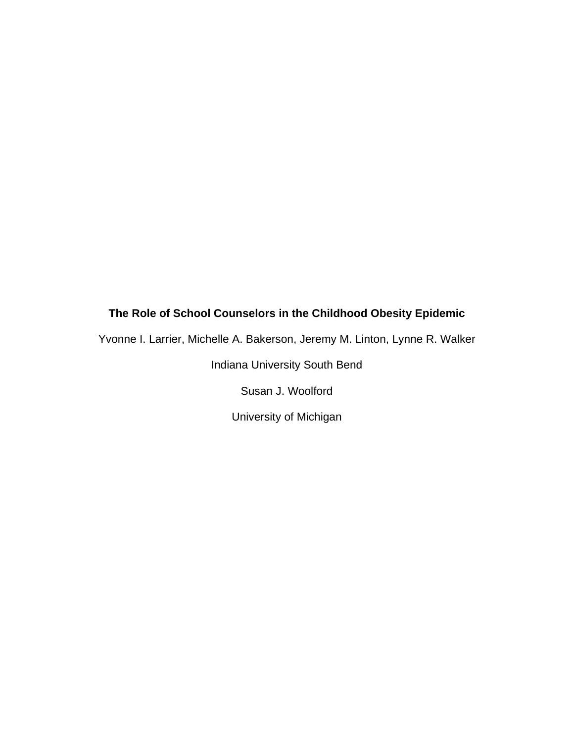# The Role of School Counselors in the Childhood Obesity Epidemic

Yvonne I. Larrier, Michelle A. Bakerson, Jeremy M. Linton, Lynne R. Walker

Indiana University South Bend

Susan J. Woolford

University of Michigan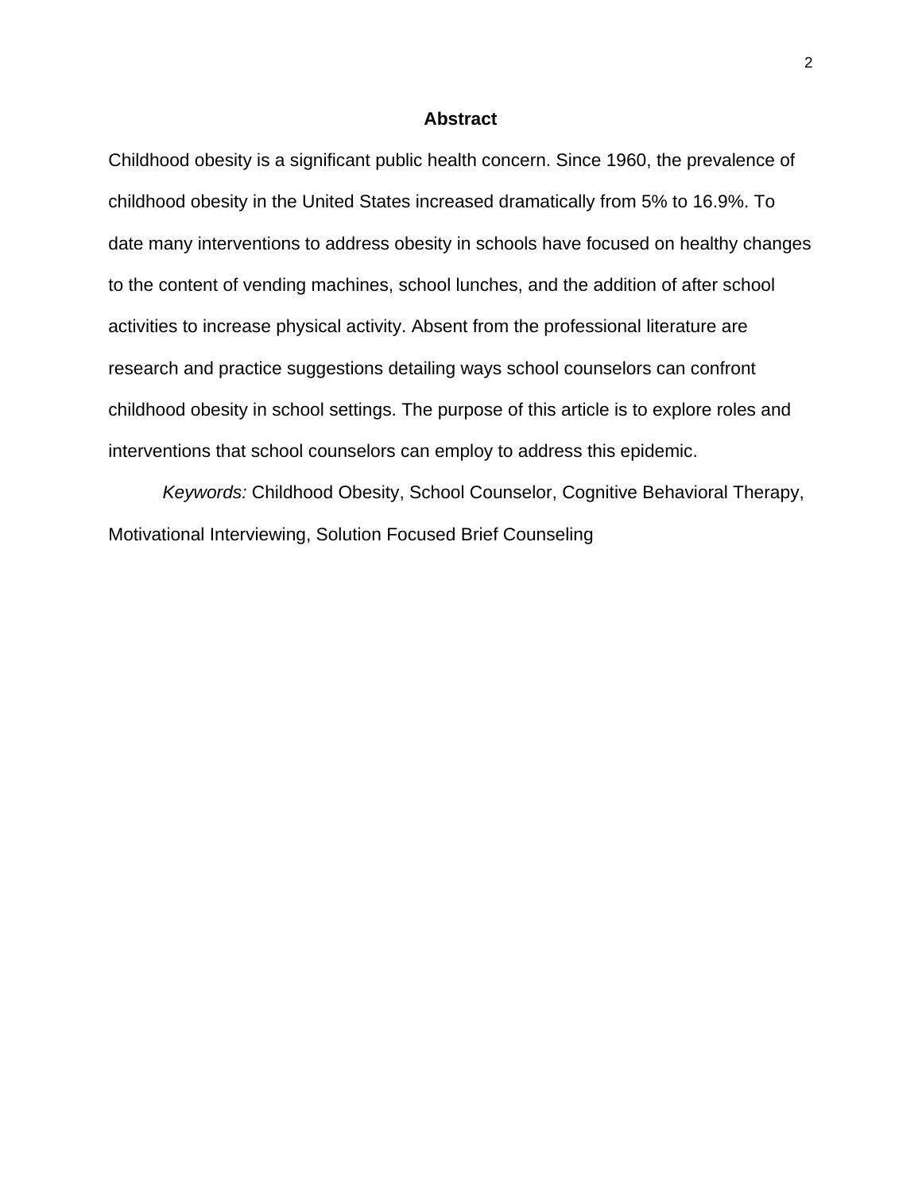## Abstract

Childhood obesity is a significant public health concern. Since 1960, the prevalence of childhood obesity in the United States increased dramatically from 5% to 16.9%. To date many interventions to address obesity in schools have focused on healthy changes to the content of vending machines, school lunches, and the addition of after school activities to increase physical activity. Absent from the professional literature are research and practice suggestions detailing ways school counselors can confront childhood obesity in school settings. The purpose of this article is to explore roles and interventions that school counselors can employ to address this epidemic.

*Keywords:* Childhood Obesity, School Counselor, Cognitive Behavioral Therapy, Motivational Interviewing, Solution Focused Brief Counseling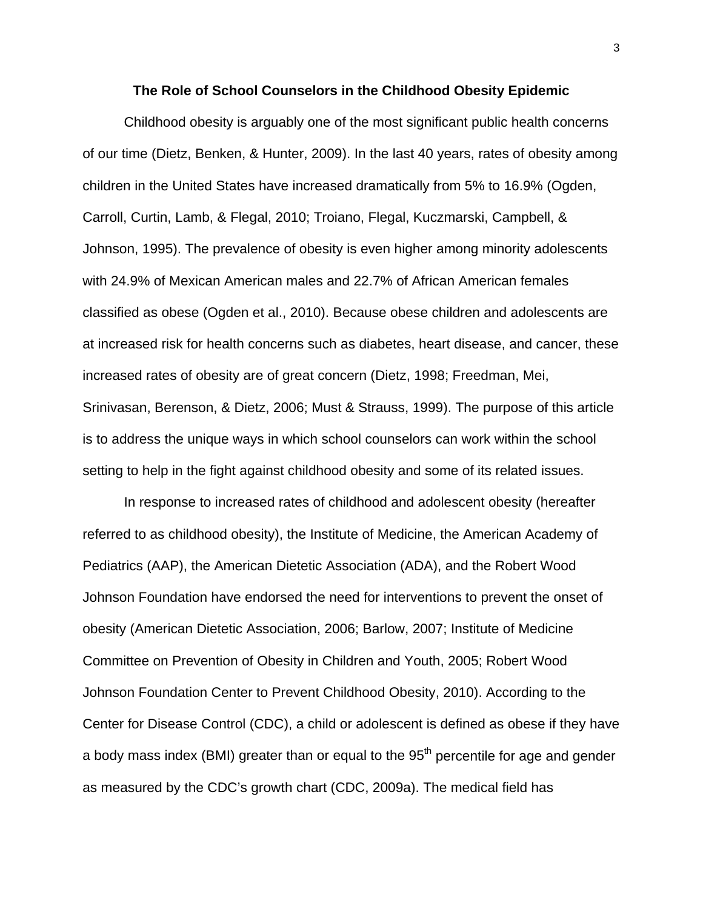# The Role of School Counselors in the Childhood Obesity Epidemic

Childhood obesity is arguably one of the most significant public health concerns of our time (Dietz, Benken, & Hunter, 2009). In the last 40 years, rates of obesity among children in the United States have increased dramatically from 5% to 16.9% (Ogden, Carroll, Curtin, Lamb, & Flegal, 2010; Troiano, Flegal, Kuczmarski, Campbell, & Johnson, 1995). The prevalence of obesity is even higher among minority adolescents with 24.9% of Mexican American males and 22.7% of African American females classified as obese (Ogden et al., 2010). Because obese children and adolescents are at increased risk for health concerns such as diabetes, heart disease, and cancer, these increased rates of obesity are of great concern (Dietz, 1998; Freedman, Mei, Srinivasan, Berenson, & Dietz, 2006; Must & Strauss, 1999). The purpose of this article is to address the unique ways in which school counselors can work within the school setting to help in the fight against childhood obesity and some of its related issues.

In response to increased rates of childhood and adolescent obesity (hereafter referred to as childhood obesity), the Institute of Medicine, the American Academy of Pediatrics (AAP), the American Dietetic Association (ADA), and the Robert Wood Johnson Foundation have endorsed the need for interventions to prevent the onset of obesity (American Dietetic Association, 2006; Barlow, 2007; Institute of Medicine Committee on Prevention of Obesity in Children and Youth, 2005; Robert Wood Johnson Foundation Center to Prevent Childhood Obesity, 2010). According to the Center for Disease Control (CDC), a child or adolescent is defined as obese if they have a body mass index (BMI) greater than or equal to the $95^{th}$ percentile for age and gender as measured by the CDC's growth chart (CDC, 2009a). The medical field has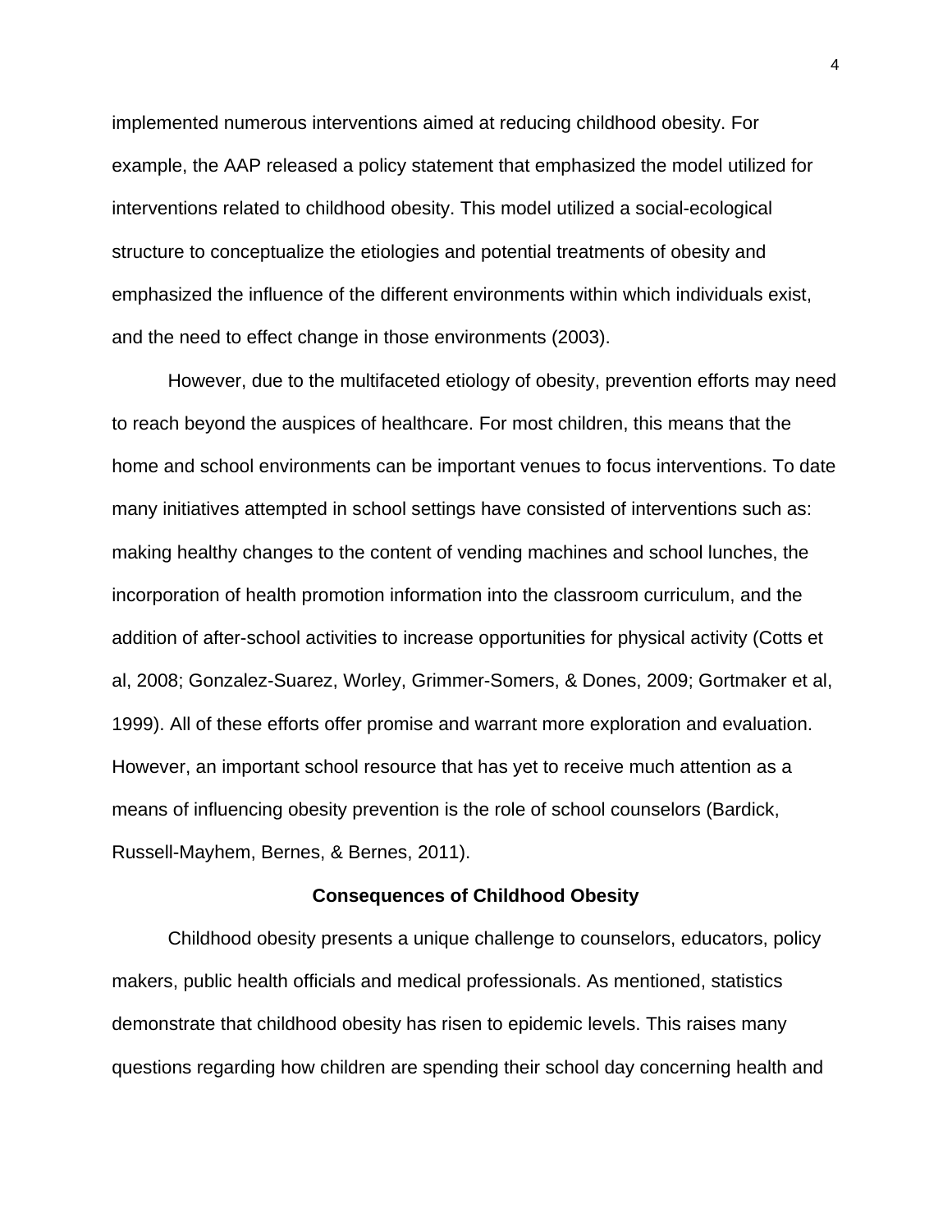implemented numerous interventions aimed at reducing childhood obesity. For example, the AAP released a policy statement that emphasized the model utilized for interventions related to childhood obesity. This model utilized a social-ecological structure to conceptualize the etiologies and potential treatments of obesity and emphasized the influence of the different environments within which individuals exist, and the need to effect change in those environments (2003).

However, due to the multifaceted etiology of obesity, prevention efforts may need to reach beyond the auspices of healthcare. For most children, this means that the home and school environments can be important venues to focus interventions. To date many initiatives attempted in school settings have consisted of interventions such as: making healthy changes to the content of vending machines and school lunches, the incorporation of health promotion information into the classroom curriculum, and the addition of after-school activities to increase opportunities for physical activity (Cotts et al, 2008; Gonzalez-Suarez, Worley, Grimmer-Somers, & Dones, 2009; Gortmaker et al, 1999). All of these efforts offer promise and warrant more exploration and evaluation. However, an important school resource that has yet to receive much attention as a means of influencing obesity prevention is the role of school counselors (Bardick, Russell-Mayhem, Bernes, & Bernes, 2011).

## Consequences of Childhood Obesity

Childhood obesity presents a unique challenge to counselors, educators, policy makers, public health officials and medical professionals. As mentioned, statistics demonstrate that childhood obesity has risen to epidemic levels. This raises many questions regarding how children are spending their school day concerning health and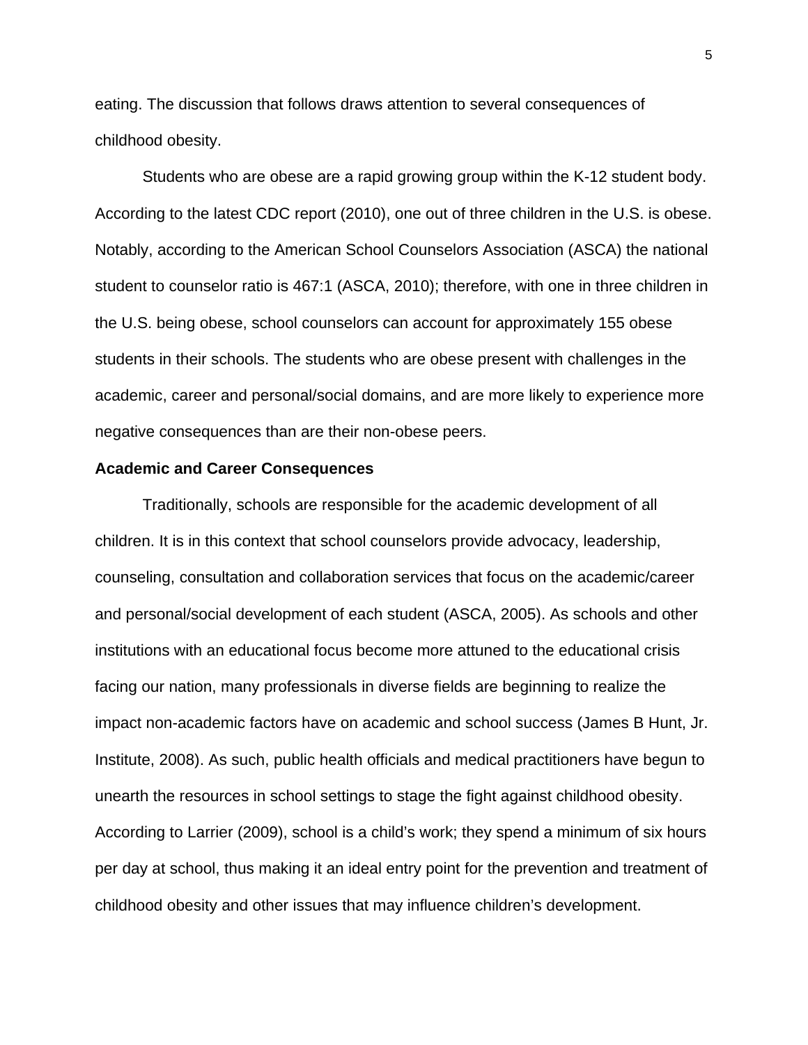eating. The discussion that follows draws attention to several consequences of childhood obesity.

Students who are obese are a rapid growing group within the K-12 student body. According to the latest CDC report (2010), one out of three children in the U.S. is obese. Notably, according to the American School Counselors Association (ASCA) the national student to counselor ratio is 467:1 (ASCA, 2010); therefore, with one in three children in the U.S. being obese, school counselors can account for approximately 155 obese students in their schools. The students who are obese present with challenges in the academic, career and personal/social domains, and are more likely to experience more negative consequences than are their non-obese peers.

**Academic and Career Consequences**

Traditionally, schools are responsible for the academic development of all children. It is in this context that school counselors provide advocacy, leadership, counseling, consultation and collaboration services that focus on the academic/career and personal/social development of each student (ASCA, 2005). As schools and other institutions with an educational focus become more attuned to the educational crisis facing our nation, many professionals in diverse fields are beginning to realize the impact non-academic factors have on academic and school success (James B Hunt, Jr. Institute, 2008). As such, public health officials and medical practitioners have begun to unearth the resources in school settings to stage the fight against childhood obesity. According to Larrier (2009), school is a child's work; they spend a minimum of six hours per day at school, thus making it an ideal entry point for the prevention and treatment of childhood obesity and other issues that may influence children's development.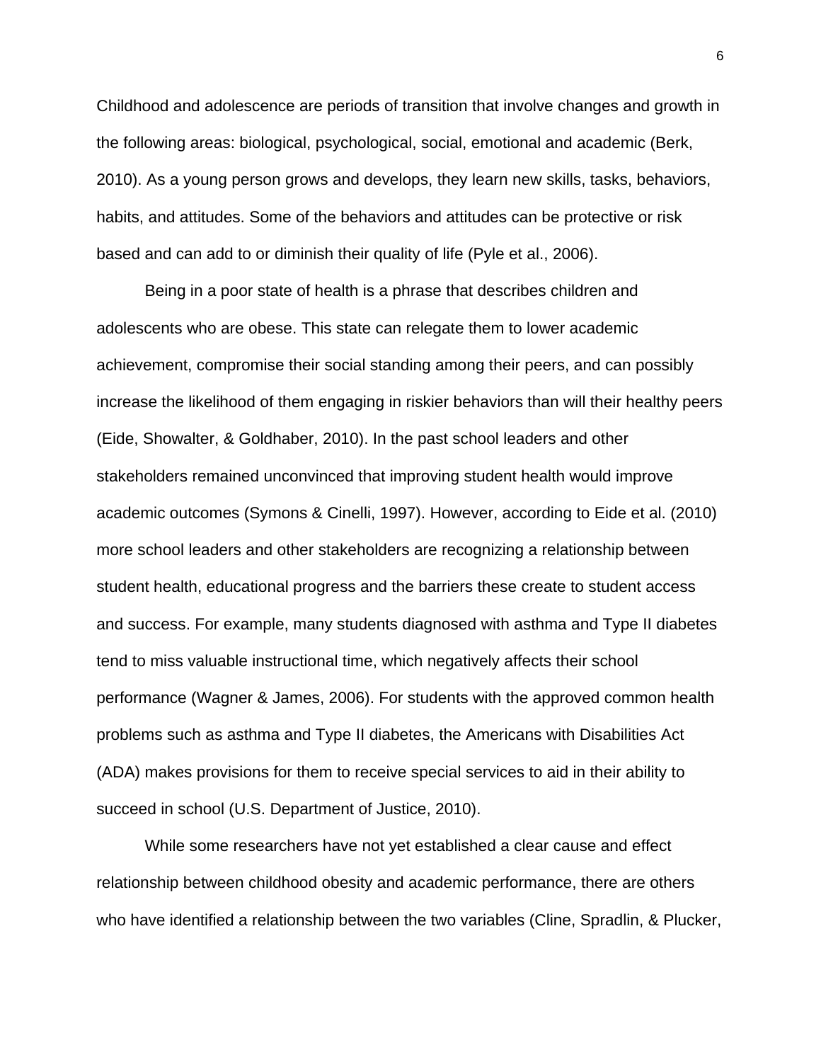Childhood and adolescence are periods of transition that involve changes and growth in the following areas: biological, psychological, social, emotional and academic (Berk, 2010). As a young person grows and develops, they learn new skills, tasks, behaviors, habits, and attitudes. Some of the behaviors and attitudes can be protective or risk based and can add to or diminish their quality of life (Pyle et al., 2006).

Being in a poor state of health is a phrase that describes children and adolescents who are obese. This state can relegate them to lower academic achievement, compromise their social standing among their peers, and can possibly increase the likelihood of them engaging in riskier behaviors than will their healthy peers (Eide, Showalter, & Goldhaber, 2010). In the past school leaders and other stakeholders remained unconvinced that improving student health would improve academic outcomes (Symons & Cinelli, 1997). However, according to Eide et al. (2010) more school leaders and other stakeholders are recognizing a relationship between student health, educational progress and the barriers these create to student access and success. For example, many students diagnosed with asthma and Type II diabetes tend to miss valuable instructional time, which negatively affects their school performance (Wagner & James, 2006). For students with the approved common health problems such as asthma and Type II diabetes, the Americans with Disabilities Act (ADA) makes provisions for them to receive special services to aid in their ability to succeed in school (U.S. Department of Justice, 2010).

While some researchers have not yet established a clear cause and effect relationship between childhood obesity and academic performance, there are others who have identified a relationship between the two variables (Cline, Spradlin, & Plucker,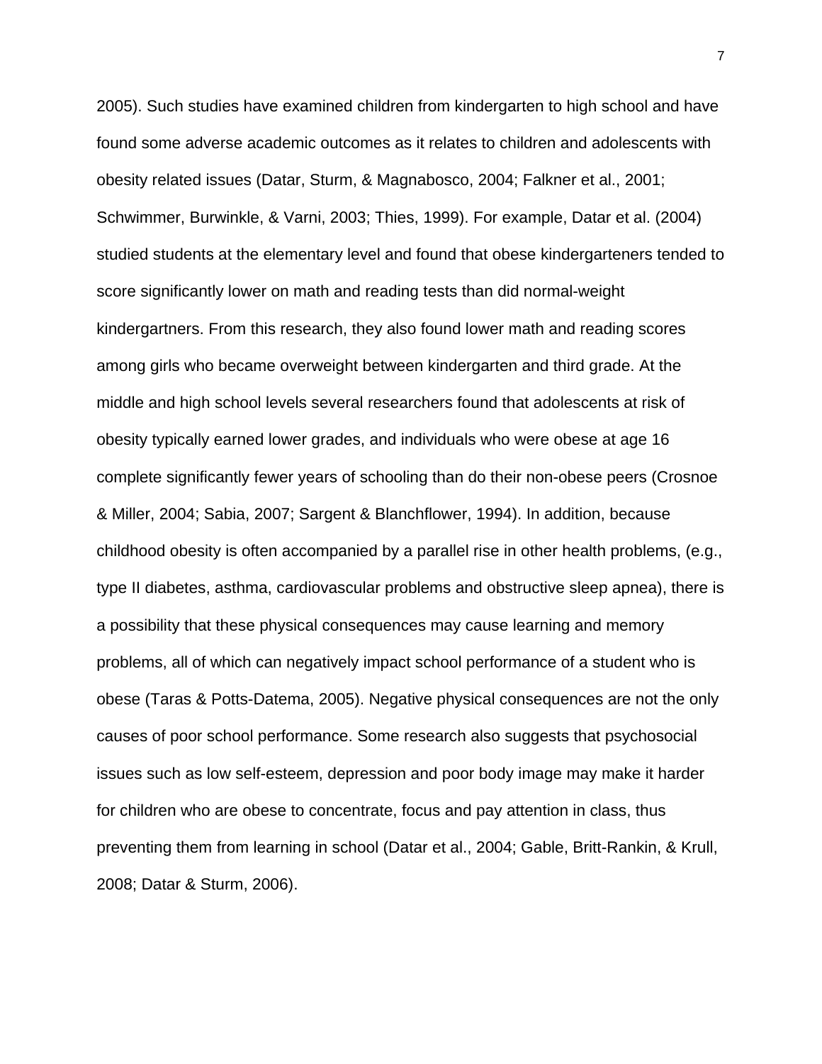2005). Such studies have examined children from kindergarten to high school and have found some adverse academic outcomes as it relates to children and adolescents with obesity related issues (Datar, Sturm, & Magnabosco, 2004; Falkner et al., 2001; Schwimmer, Burwinkle, & Varni, 2003; Thies, 1999). For example, Datar et al. (2004) studied students at the elementary level and found that obese kindergarteners tended to score significantly lower on math and reading tests than did normal-weight kindergartners. From this research, they also found lower math and reading scores among girls who became overweight between kindergarten and third grade. At the middle and high school levels several researchers found that adolescents at risk of obesity typically earned lower grades, and individuals who were obese at age 16 complete significantly fewer years of schooling than do their non-obese peers (Crosnoe & Miller, 2004; Sabia, 2007; Sargent & Blanchflower, 1994). In addition, because childhood obesity is often accompanied by a parallel rise in other health problems, (e.g., type II diabetes, asthma, cardiovascular problems and obstructive sleep apnea), there is a possibility that these physical consequences may cause learning and memory problems, all of which can negatively impact school performance of a student who is obese (Taras & Potts-Datema, 2005). Negative physical consequences are not the only causes of poor school performance. Some research also suggests that psychosocial issues such as low self-esteem, depression and poor body image may make it harder for children who are obese to concentrate, focus and pay attention in class, thus preventing them from learning in school (Datar et al., 2004; Gable, Britt-Rankin, & Krull, 2008; Datar & Sturm, 2006).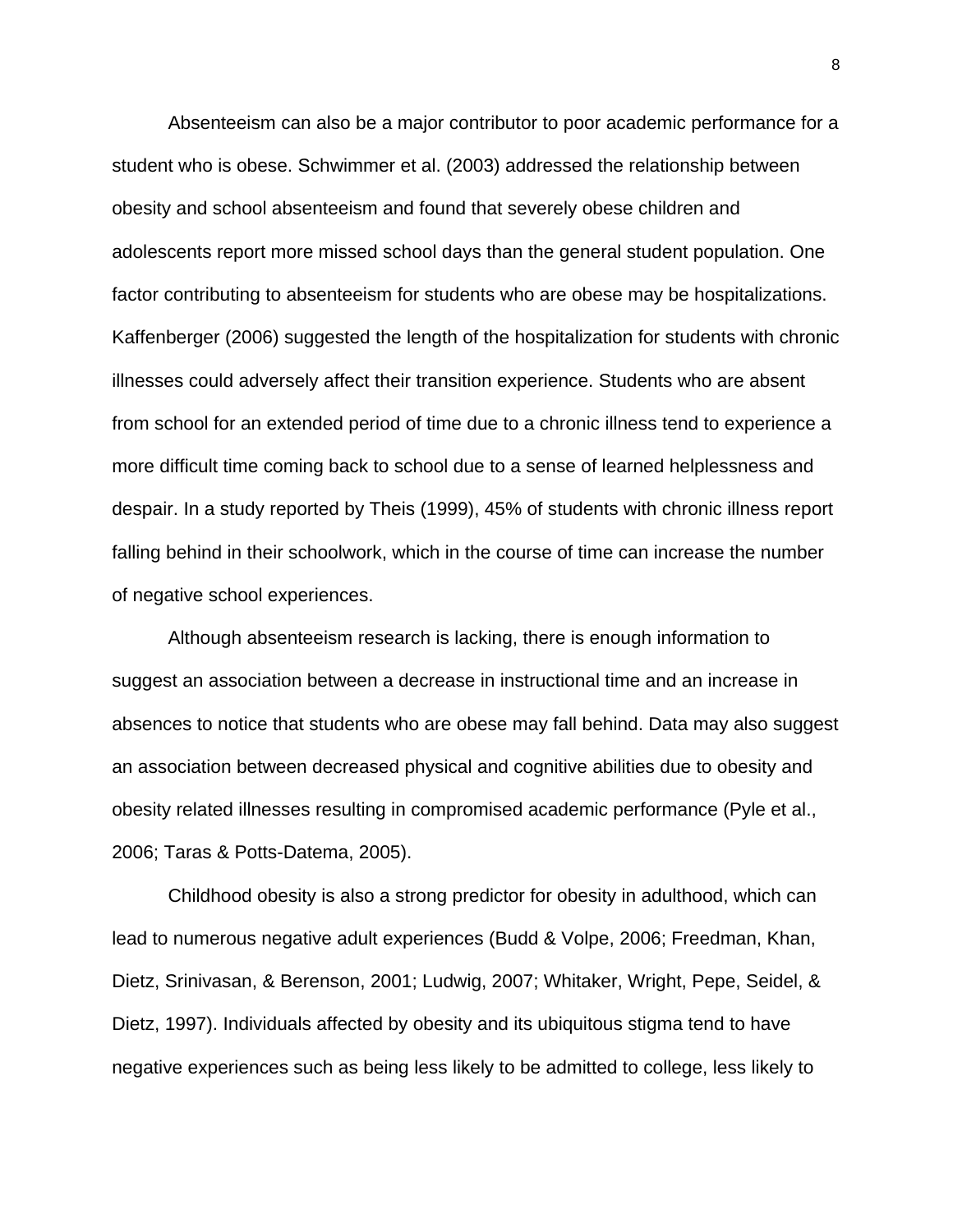Absenteeism can also be a major contributor to poor academic performance for a student who is obese. Schwimmer et al. (2003) addressed the relationship between obesity and school absenteeism and found that severely obese children and adolescents report more missed school days than the general student population. One factor contributing to absenteeism for students who are obese may be hospitalizations. Kaffenberger (2006) suggested the length of the hospitalization for students with chronic illnesses could adversely affect their transition experience. Students who are absent from school for an extended period of time due to a chronic illness tend to experience a more difficult time coming back to school due to a sense of learned helplessness and despair. In a study reported by Theis (1999), 45% of students with chronic illness report falling behind in their schoolwork, which in the course of time can increase the number of negative school experiences.

Although absenteeism research is lacking, there is enough information to suggest an association between a decrease in instructional time and an increase in absences to notice that students who are obese may fall behind. Data may also suggest an association between decreased physical and cognitive abilities due to obesity and obesity related illnesses resulting in compromised academic performance (Pyle et al., 2006; Taras & Potts-Datema, 2005).

Childhood obesity is also a strong predictor for obesity in adulthood, which can lead to numerous negative adult experiences (Budd & Volpe, 2006; Freedman, Khan, Dietz, Srinivasan, & Berenson, 2001; Ludwig, 2007; Whitaker, Wright, Pepe, Seidel, & Dietz, 1997). Individuals affected by obesity and its ubiquitous stigma tend to have negative experiences such as being less likely to be admitted to college, less likely to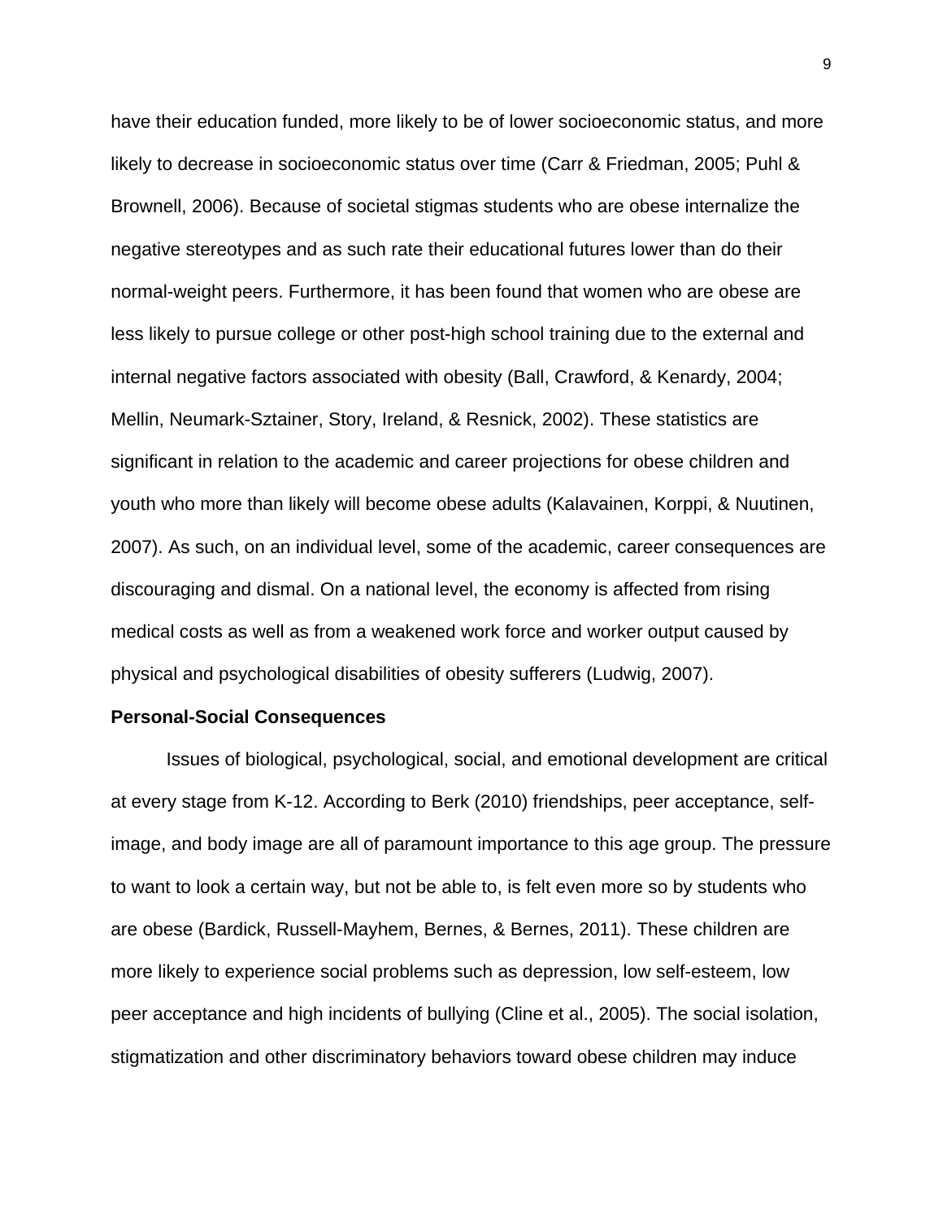have their education funded, more likely to be of lower socioeconomic status, and more likely to decrease in socioeconomic status over time (Carr & Friedman, 2005; Puhl & Brownell, 2006). Because of societal stigmas students who are obese internalize the negative stereotypes and as such rate their educational futures lower than do their normal-weight peers. Furthermore, it has been found that women who are obese are less likely to pursue college or other post-high school training due to the external and internal negative factors associated with obesity (Ball, Crawford, & Kenardy, 2004; Mellin, Neumark-Sztainer, Story, Ireland, & Resnick, 2002). These statistics are significant in relation to the academic and career projections for obese children and youth who more than likely will become obese adults (Kalavainen, Korppi, & Nuutinen, 2007). As such, on an individual level, some of the academic, career consequences are discouraging and dismal. On a national level, the economy is affected from rising medical costs as well as from a weakened work force and worker output caused by physical and psychological disabilities of obesity sufferers (Ludwig, 2007).

**Personal-Social Consequences**

Issues of biological, psychological, social, and emotional development are critical at every stage from K-12. According to Berk (2010) friendships, peer acceptance, self-image, and body image are all of paramount importance to this age group. The pressure to want to look a certain way, but not be able to, is felt even more so by students who are obese (Bardick, Russell-Mayhem, Bernes, & Bernes, 2011). These children are more likely to experience social problems such as depression, low self-esteem, low peer acceptance and high incidents of bullying (Cline et al., 2005). The social isolation, stigmatization and other discriminatory behaviors toward obese children may induce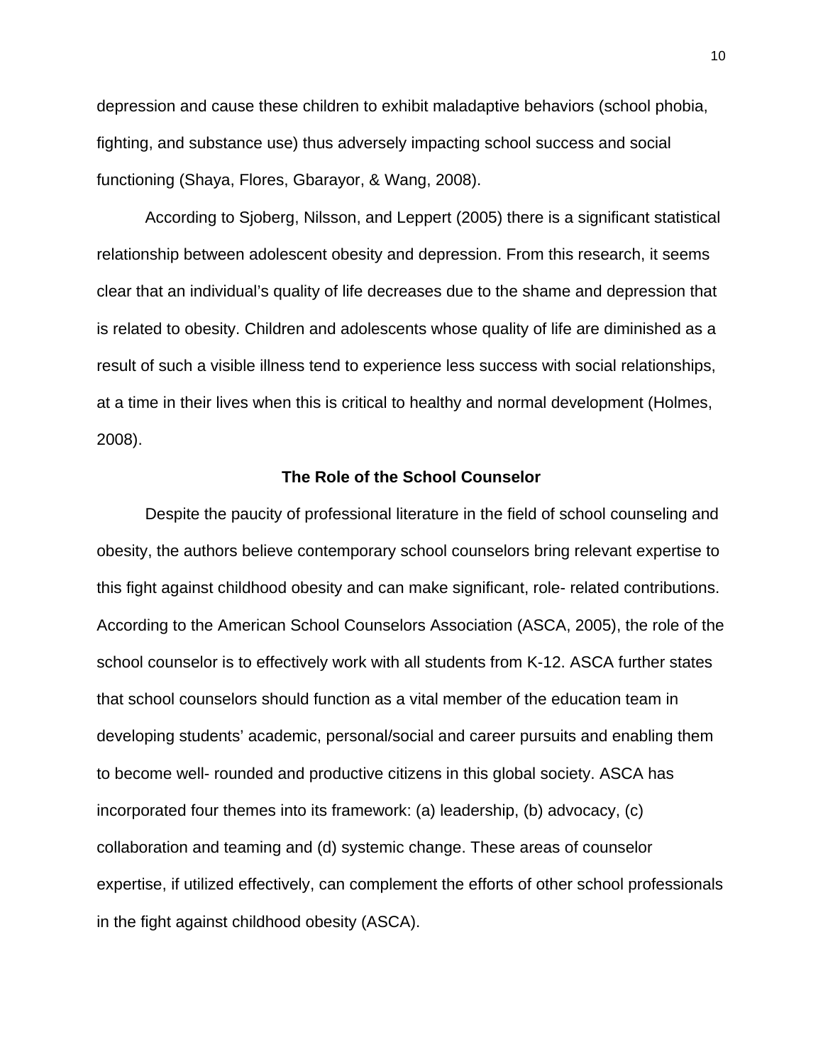depression and cause these children to exhibit maladaptive behaviors (school phobia, fighting, and substance use) thus adversely impacting school success and social functioning (Shaya, Flores, Gbarayor, & Wang, 2008).

According to Sjoberg, Nilsson, and Leppert (2005) there is a significant statistical relationship between adolescent obesity and depression. From this research, it seems clear that an individual's quality of life decreases due to the shame and depression that is related to obesity. Children and adolescents whose quality of life are diminished as a result of such a visible illness tend to experience less success with social relationships, at a time in their lives when this is critical to healthy and normal development (Holmes, 2008).

## The Role of the School Counselor

Despite the paucity of professional literature in the field of school counseling and obesity, the authors believe contemporary school counselors bring relevant expertise to this fight against childhood obesity and can make significant, role- related contributions. According to the American School Counselors Association (ASCA, 2005), the role of the school counselor is to effectively work with all students from K-12. ASCA further states that school counselors should function as a vital member of the education team in developing students' academic, personal/social and career pursuits and enabling them to become well- rounded and productive citizens in this global society. ASCA has incorporated four themes into its framework: (a) leadership, (b) advocacy, (c) collaboration and teaming and (d) systemic change. These areas of counselor expertise, if utilized effectively, can complement the efforts of other school professionals in the fight against childhood obesity (ASCA).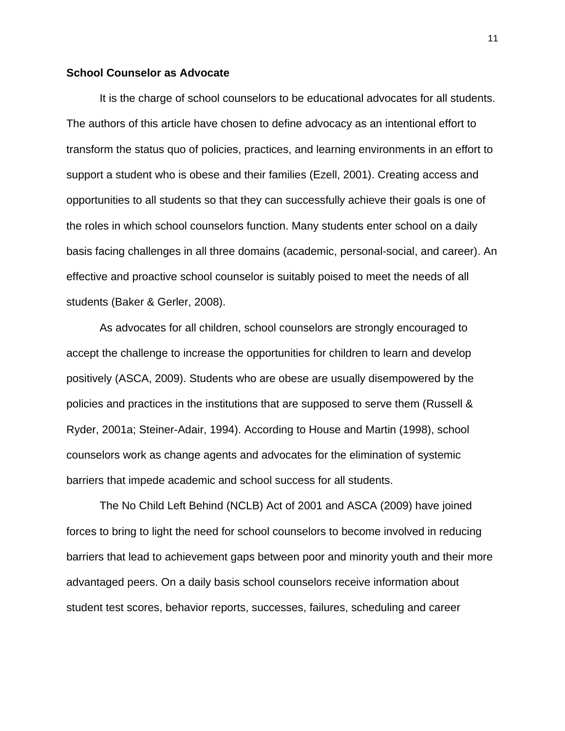**School Counselor as Advocate**

It is the charge of school counselors to be educational advocates for all students. The authors of this article have chosen to define advocacy as an intentional effort to transform the status quo of policies, practices, and learning environments in an effort to support a student who is obese and their families (Ezell, 2001). Creating access and opportunities to all students so that they can successfully achieve their goals is one of the roles in which school counselors function. Many students enter school on a daily basis facing challenges in all three domains (academic, personal-social, and career). An effective and proactive school counselor is suitably poised to meet the needs of all students (Baker & Gerler, 2008).

As advocates for all children, school counselors are strongly encouraged to accept the challenge to increase the opportunities for children to learn and develop positively (ASCA, 2009). Students who are obese are usually disempowered by the policies and practices in the institutions that are supposed to serve them (Russell & Ryder, 2001a; Steiner-Adair, 1994). According to House and Martin (1998), school counselors work as change agents and advocates for the elimination of systemic barriers that impede academic and school success for all students.

The No Child Left Behind (NCLB) Act of 2001 and ASCA (2009) have joined forces to bring to light the need for school counselors to become involved in reducing barriers that lead to achievement gaps between poor and minority youth and their more advantaged peers. On a daily basis school counselors receive information about student test scores, behavior reports, successes, failures, scheduling and career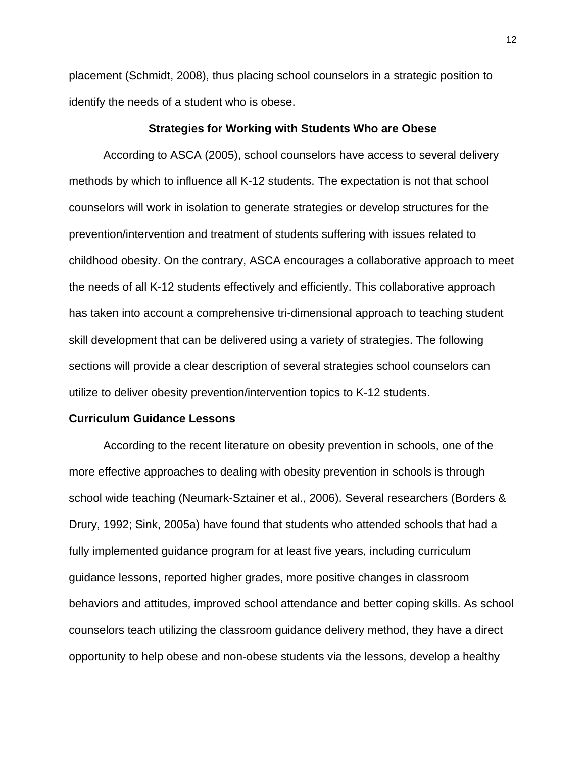placement (Schmidt, 2008), thus placing school counselors in a strategic position to identify the needs of a student who is obese.

## Strategies for Working with Students Who are Obese

According to ASCA (2005), school counselors have access to several delivery methods by which to influence all K-12 students. The expectation is not that school counselors will work in isolation to generate strategies or develop structures for the prevention/intervention and treatment of students suffering with issues related to childhood obesity. On the contrary, ASCA encourages a collaborative approach to meet the needs of all K-12 students effectively and efficiently. This collaborative approach has taken into account a comprehensive tri-dimensional approach to teaching student skill development that can be delivered using a variety of strategies. The following sections will provide a clear description of several strategies school counselors can utilize to deliver obesity prevention/intervention topics to K-12 students.

### Curriculum Guidance Lessons

According to the recent literature on obesity prevention in schools, one of the more effective approaches to dealing with obesity prevention in schools is through school wide teaching (Neumark-Sztainer et al., 2006). Several researchers (Borders & Drury, 1992; Sink, 2005a) have found that students who attended schools that had a fully implemented guidance program for at least five years, including curriculum guidance lessons, reported higher grades, more positive changes in classroom behaviors and attitudes, improved school attendance and better coping skills. As school counselors teach utilizing the classroom guidance delivery method, they have a direct opportunity to help obese and non-obese students via the lessons, develop a healthy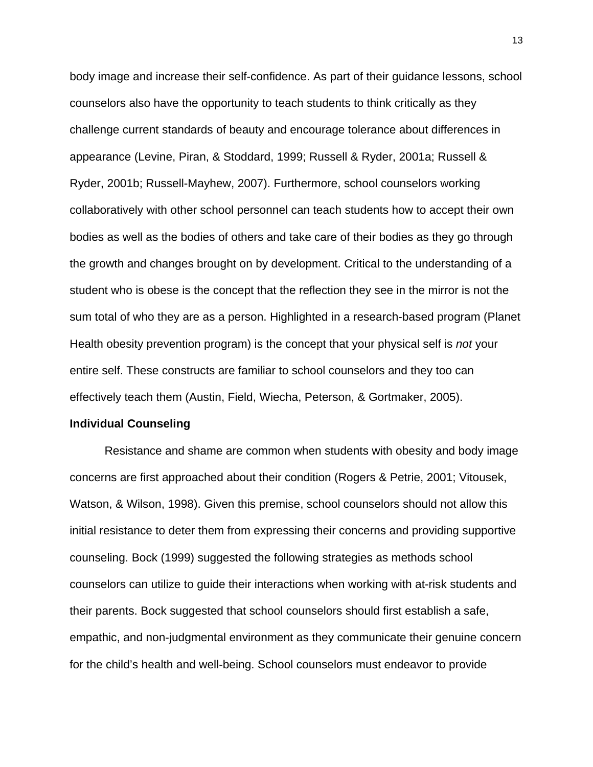body image and increase their self-confidence. As part of their guidance lessons, school counselors also have the opportunity to teach students to think critically as they challenge current standards of beauty and encourage tolerance about differences in appearance (Levine, Piran, & Stoddard, 1999; Russell & Ryder, 2001a; Russell & Ryder, 2001b; Russell-Mayhew, 2007). Furthermore, school counselors working collaboratively with other school personnel can teach students how to accept their own bodies as well as the bodies of others and take care of their bodies as they go through the growth and changes brought on by development. Critical to the understanding of a student who is obese is the concept that the reflection they see in the mirror is not the sum total of who they are as a person. Highlighted in a research-based program (Planet Health obesity prevention program) is the concept that your physical self is *not* your entire self. These constructs are familiar to school counselors and they too can effectively teach them (Austin, Field, Wiecha, Peterson, & Gortmaker, 2005).

**Individual Counseling**

Resistance and shame are common when students with obesity and body image concerns are first approached about their condition (Rogers & Petrie, 2001; Vitousek, Watson, & Wilson, 1998). Given this premise, school counselors should not allow this initial resistance to deter them from expressing their concerns and providing supportive counseling. Bock (1999) suggested the following strategies as methods school counselors can utilize to guide their interactions when working with at-risk students and their parents. Bock suggested that school counselors should first establish a safe, empathic, and non-judgmental environment as they communicate their genuine concern for the child's health and well-being. School counselors must endeavor to provide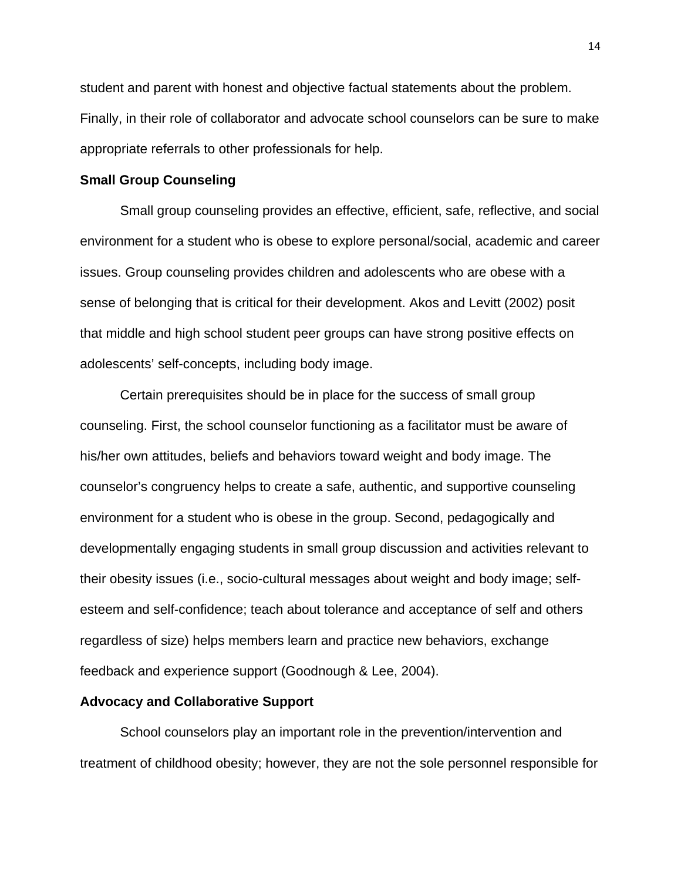student and parent with honest and objective factual statements about the problem. Finally, in their role of collaborator and advocate school counselors can be sure to make appropriate referrals to other professionals for help.

**Small Group Counseling**

Small group counseling provides an effective, efficient, safe, reflective, and social environment for a student who is obese to explore personal/social, academic and career issues. Group counseling provides children and adolescents who are obese with a sense of belonging that is critical for their development. Akos and Levitt (2002) posit that middle and high school student peer groups can have strong positive effects on adolescents' self-concepts, including body image.

Certain prerequisites should be in place for the success of small group counseling. First, the school counselor functioning as a facilitator must be aware of his/her own attitudes, beliefs and behaviors toward weight and body image. The counselor's congruency helps to create a safe, authentic, and supportive counseling environment for a student who is obese in the group. Second, pedagogically and developmentally engaging students in small group discussion and activities relevant to their obesity issues (i.e., socio-cultural messages about weight and body image; self-esteem and self-confidence; teach about tolerance and acceptance of self and others regardless of size) helps members learn and practice new behaviors, exchange feedback and experience support (Goodnough & Lee, 2004).

**Advocacy and Collaborative Support**

School counselors play an important role in the prevention/intervention and treatment of childhood obesity; however, they are not the sole personnel responsible for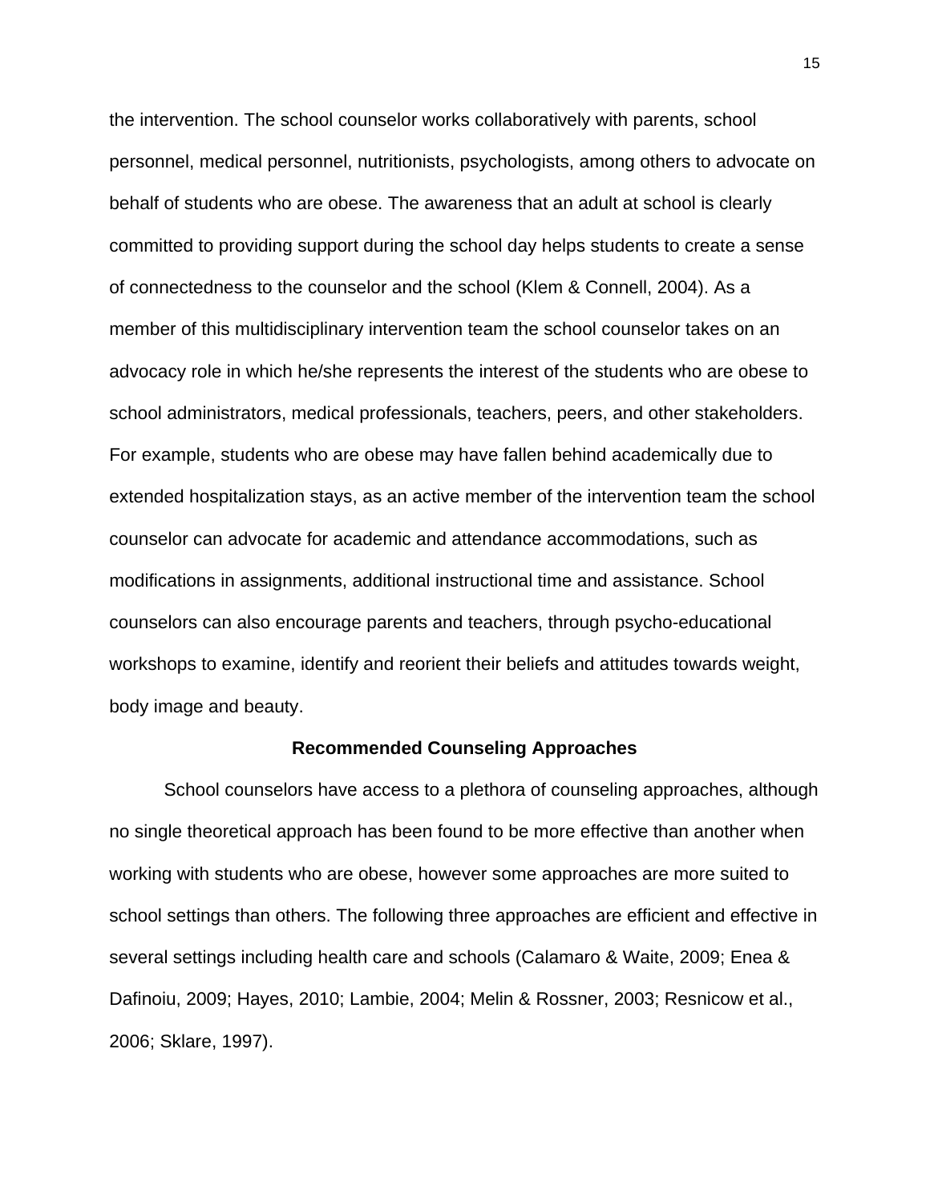the intervention. The school counselor works collaboratively with parents, school personnel, medical personnel, nutritionists, psychologists, among others to advocate on behalf of students who are obese. The awareness that an adult at school is clearly committed to providing support during the school day helps students to create a sense of connectedness to the counselor and the school (Klem & Connell, 2004). As a member of this multidisciplinary intervention team the school counselor takes on an advocacy role in which he/she represents the interest of the students who are obese to school administrators, medical professionals, teachers, peers, and other stakeholders. For example, students who are obese may have fallen behind academically due to extended hospitalization stays, as an active member of the intervention team the school counselor can advocate for academic and attendance accommodations, such as modifications in assignments, additional instructional time and assistance. School counselors can also encourage parents and teachers, through psycho-educational workshops to examine, identify and reorient their beliefs and attitudes towards weight, body image and beauty.

## Recommended Counseling Approaches

School counselors have access to a plethora of counseling approaches, although no single theoretical approach has been found to be more effective than another when working with students who are obese, however some approaches are more suited to school settings than others. The following three approaches are efficient and effective in several settings including health care and schools (Calamaro & Waite, 2009; Enea & Dafinoiu, 2009; Hayes, 2010; Lambie, 2004; Melin & Rossner, 2003; Resnicow et al., 2006; Sklare, 1997).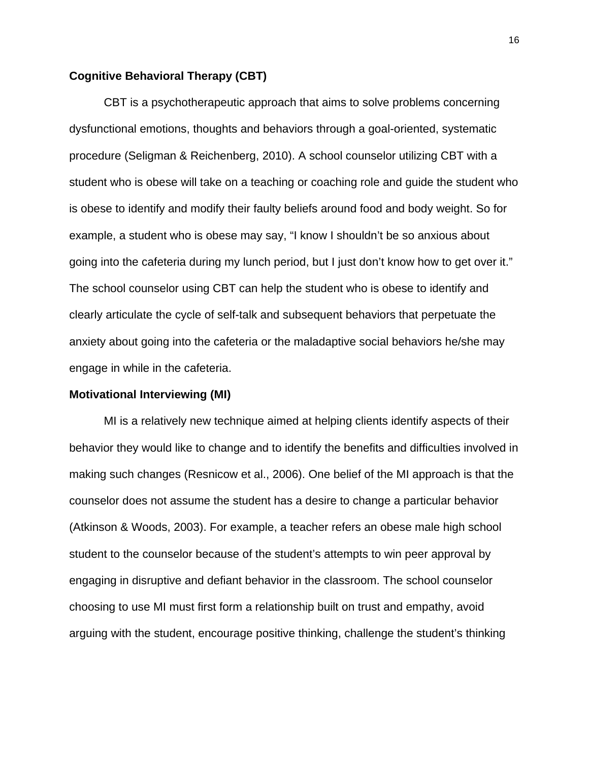**Cognitive Behavioral Therapy (CBT)**

CBT is a psychotherapeutic approach that aims to solve problems concerning dysfunctional emotions, thoughts and behaviors through a goal-oriented, systematic procedure (Seligman & Reichenberg, 2010). A school counselor utilizing CBT with a student who is obese will take on a teaching or coaching role and guide the student who is obese to identify and modify their faulty beliefs around food and body weight. So for example, a student who is obese may say, “I know I shouldn’t be so anxious about going into the cafeteria during my lunch period, but I just don’t know how to get over it.” The school counselor using CBT can help the student who is obese to identify and clearly articulate the cycle of self-talk and subsequent behaviors that perpetuate the anxiety about going into the cafeteria or the maladaptive social behaviors he/she may engage in while in the cafeteria.

**Motivational Interviewing (MI)**

MI is a relatively new technique aimed at helping clients identify aspects of their behavior they would like to change and to identify the benefits and difficulties involved in making such changes (Resnicow et al., 2006). One belief of the MI approach is that the counselor does not assume the student has a desire to change a particular behavior (Atkinson & Woods, 2003). For example, a teacher refers an obese male high school student to the counselor because of the student’s attempts to win peer approval by engaging in disruptive and defiant behavior in the classroom. The school counselor choosing to use MI must first form a relationship built on trust and empathy, avoid arguing with the student, encourage positive thinking, challenge the student’s thinking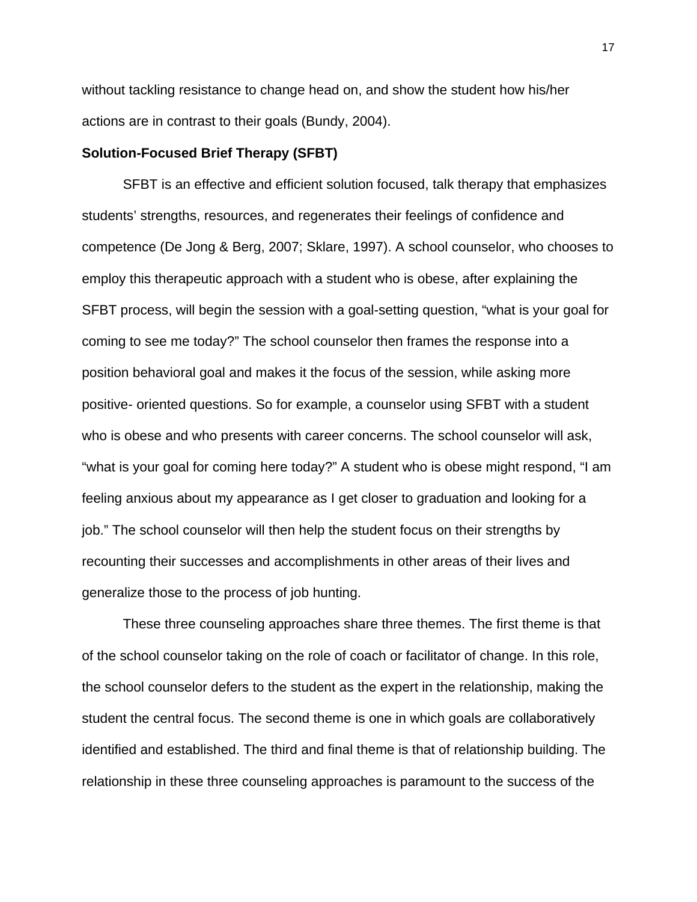without tackling resistance to change head on, and show the student how his/her actions are in contrast to their goals (Bundy, 2004).

**Solution-Focused Brief Therapy (SFBT)**

SFBT is an effective and efficient solution focused, talk therapy that emphasizes students' strengths, resources, and regenerates their feelings of confidence and competence (De Jong & Berg, 2007; Sklare, 1997). A school counselor, who chooses to employ this therapeutic approach with a student who is obese, after explaining the SFBT process, will begin the session with a goal-setting question, "what is your goal for coming to see me today?" The school counselor then frames the response into a position behavioral goal and makes it the focus of the session, while asking more positive- oriented questions. So for example, a counselor using SFBT with a student who is obese and who presents with career concerns. The school counselor will ask, "what is your goal for coming here today?" A student who is obese might respond, "I am feeling anxious about my appearance as I get closer to graduation and looking for a job." The school counselor will then help the student focus on their strengths by recounting their successes and accomplishments in other areas of their lives and generalize those to the process of job hunting.

These three counseling approaches share three themes. The first theme is that of the school counselor taking on the role of coach or facilitator of change. In this role, the school counselor defers to the student as the expert in the relationship, making the student the central focus. The second theme is one in which goals are collaboratively identified and established. The third and final theme is that of relationship building. The relationship in these three counseling approaches is paramount to the success of the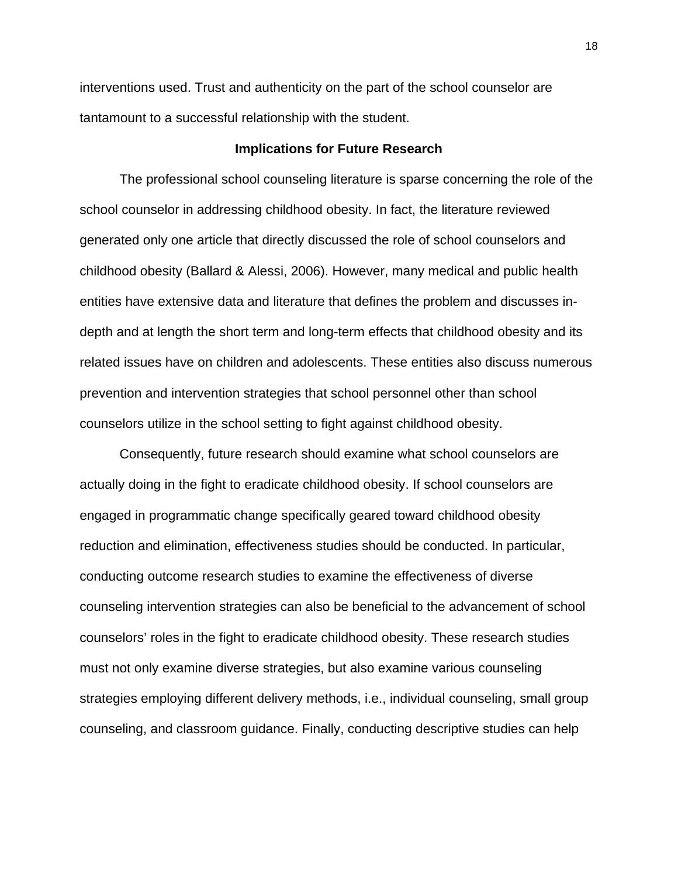interventions used. Trust and authenticity on the part of the school counselor are tantamount to a successful relationship with the student.

## Implications for Future Research

The professional school counseling literature is sparse concerning the role of the school counselor in addressing childhood obesity. In fact, the literature reviewed generated only one article that directly discussed the role of school counselors and childhood obesity (Ballard & Alessi, 2006). However, many medical and public health entities have extensive data and literature that defines the problem and discusses in-depth and at length the short term and long-term effects that childhood obesity and its related issues have on children and adolescents. These entities also discuss numerous prevention and intervention strategies that school personnel other than school counselors utilize in the school setting to fight against childhood obesity.

Consequently, future research should examine what school counselors are actually doing in the fight to eradicate childhood obesity. If school counselors are engaged in programmatic change specifically geared toward childhood obesity reduction and elimination, effectiveness studies should be conducted. In particular, conducting outcome research studies to examine the effectiveness of diverse counseling intervention strategies can also be beneficial to the advancement of school counselors' roles in the fight to eradicate childhood obesity. These research studies must not only examine diverse strategies, but also examine various counseling strategies employing different delivery methods, i.e., individual counseling, small group counseling, and classroom guidance. Finally, conducting descriptive studies can help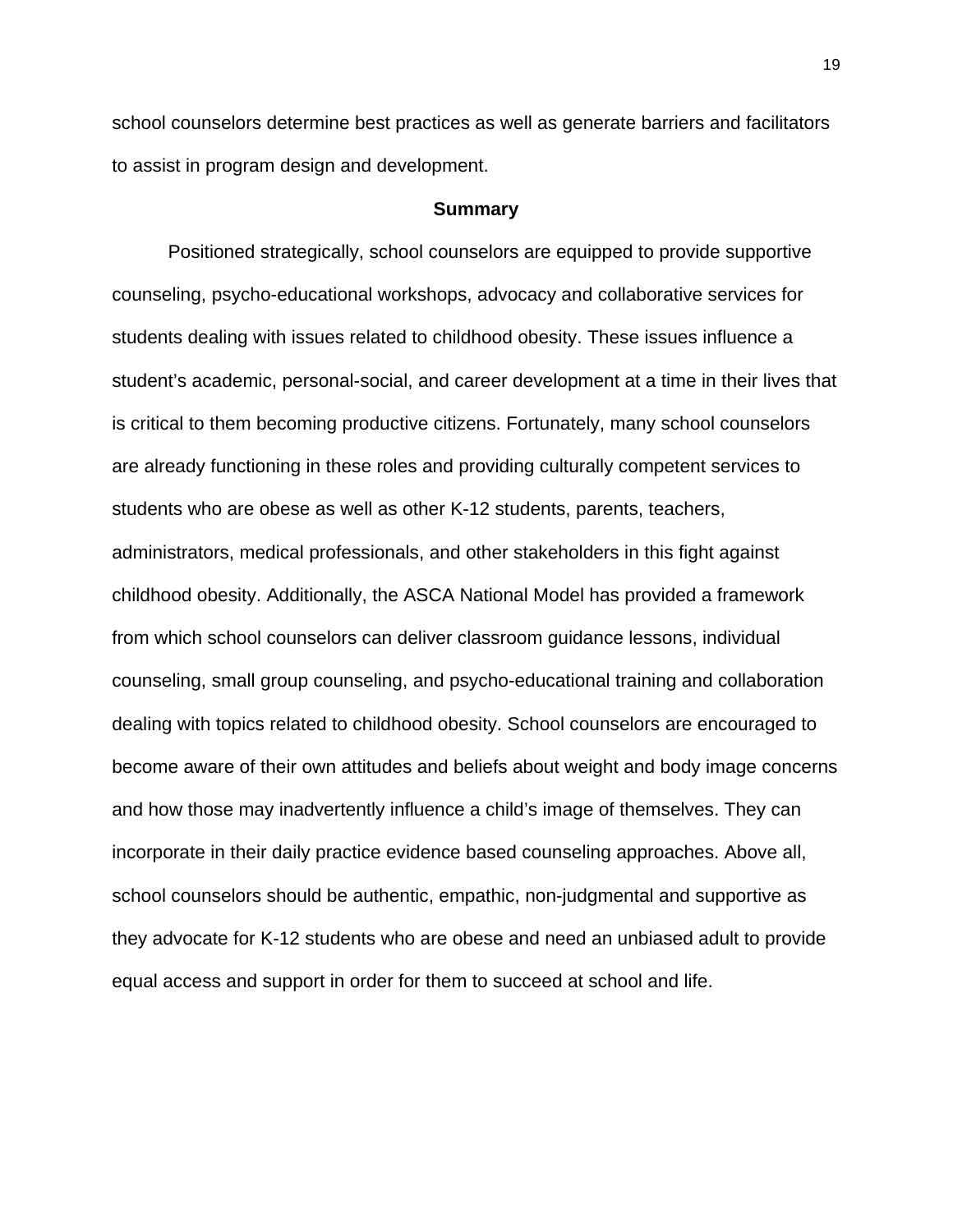school counselors determine best practices as well as generate barriers and facilitators to assist in program design and development.

## Summary

Positioned strategically, school counselors are equipped to provide supportive counseling, psycho-educational workshops, advocacy and collaborative services for students dealing with issues related to childhood obesity. These issues influence a student's academic, personal-social, and career development at a time in their lives that is critical to them becoming productive citizens. Fortunately, many school counselors are already functioning in these roles and providing culturally competent services to students who are obese as well as other K-12 students, parents, teachers, administrators, medical professionals, and other stakeholders in this fight against childhood obesity. Additionally, the ASCA National Model has provided a framework from which school counselors can deliver classroom guidance lessons, individual counseling, small group counseling, and psycho-educational training and collaboration dealing with topics related to childhood obesity. School counselors are encouraged to become aware of their own attitudes and beliefs about weight and body image concerns and how those may inadvertently influence a child's image of themselves. They can incorporate in their daily practice evidence based counseling approaches. Above all, school counselors should be authentic, empathic, non-judgmental and supportive as they advocate for K-12 students who are obese and need an unbiased adult to provide equal access and support in order for them to succeed at school and life.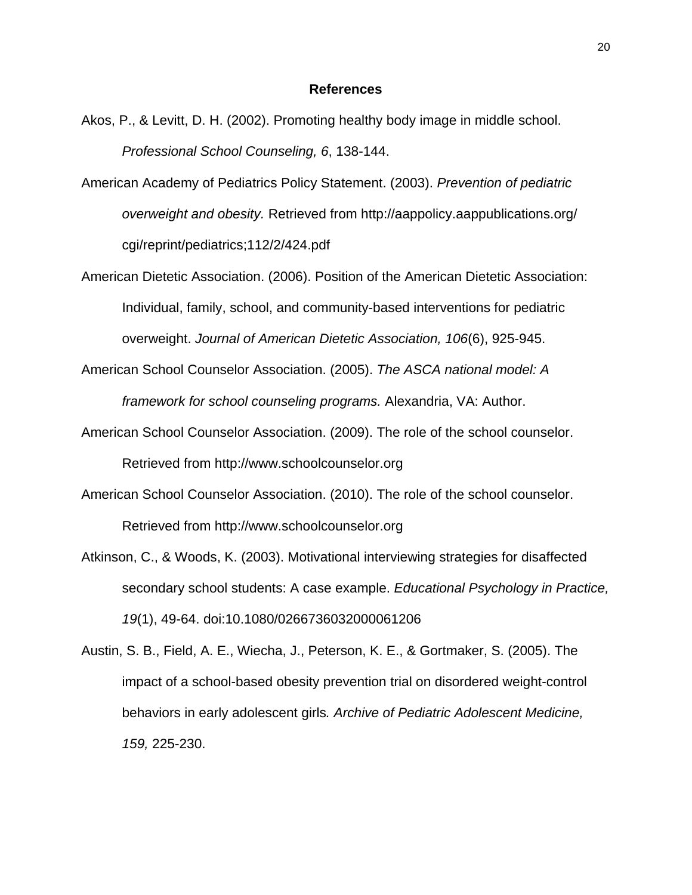## References

Akos, P., & Levitt, D. H. (2002). Promoting healthy body image in middle school. *Professional School Counseling, 6*, 138-144.

American Academy of Pediatrics Policy Statement. (2003). *Prevention of pediatric overweight and obesity.* Retrieved from http://aappolicy.aappublications.org/cgi/reprint/pediatrics;112/2/424.pdf

American Dietetic Association. (2006). Position of the American Dietetic Association: Individual, family, school, and community-based interventions for pediatric overweight. *Journal of American Dietetic Association, 106*(6), 925-945.

American School Counselor Association. (2005). *The ASCA national model: A framework for school counseling programs.* Alexandria, VA: Author.

American School Counselor Association. (2009). The role of the school counselor. Retrieved from http://www.schoolcounselor.org

American School Counselor Association. (2010). The role of the school counselor. Retrieved from http://www.schoolcounselor.org

Atkinson, C., & Woods, K. (2003). Motivational interviewing strategies for disaffected secondary school students: A case example. *Educational Psychology in Practice, 19*(1), 49-64. doi:10.1080/0266736032000061206

Austin, S. B., Field, A. E., Wiecha, J., Peterson, K. E., & Gortmaker, S. (2005). The impact of a school-based obesity prevention trial on disordered weight-control behaviors in early adolescent girls*. Archive of Pediatric Adolescent Medicine, 159,* 225-230.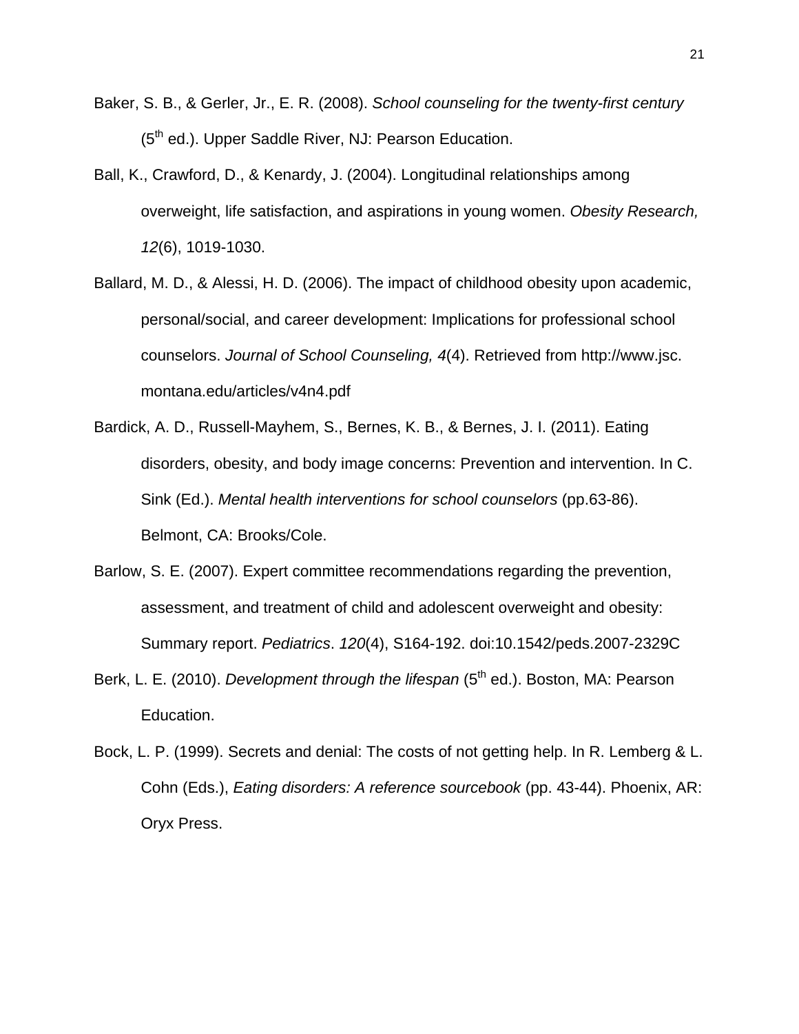Baker, S. B., & Gerler, Jr., E. R. (2008). *School counseling for the twenty-first century* (5th ed.). Upper Saddle River, NJ: Pearson Education.

Ball, K., Crawford, D., & Kenardy, J. (2004). Longitudinal relationships among overweight, life satisfaction, and aspirations in young women. *Obesity Research, 12*(6), 1019-1030.

Ballard, M. D., & Alessi, H. D. (2006). The impact of childhood obesity upon academic, personal/social, and career development: Implications for professional school counselors. *Journal of School Counseling, 4*(4). Retrieved from http://www.jsc.montana.edu/articles/v4n4.pdf

Bardick, A. D., Russell-Mayhem, S., Bernes, K. B., & Bernes, J. I. (2011). Eating disorders, obesity, and body image concerns: Prevention and intervention. In C. Sink (Ed.). *Mental health interventions for school counselors* (pp.63-86). Belmont, CA: Brooks/Cole.

Barlow, S. E. (2007). Expert committee recommendations regarding the prevention, assessment, and treatment of child and adolescent overweight and obesity: Summary report. *Pediatrics*. *120*(4), S164-192. doi:10.1542/peds.2007-2329C

Berk, L. E. (2010). *Development through the lifespan* (5th ed.). Boston, MA: Pearson Education.

Bock, L. P. (1999). Secrets and denial: The costs of not getting help. In R. Lemberg & L. Cohn (Eds.), *Eating disorders: A reference sourcebook* (pp. 43-44). Phoenix, AR: Oryx Press.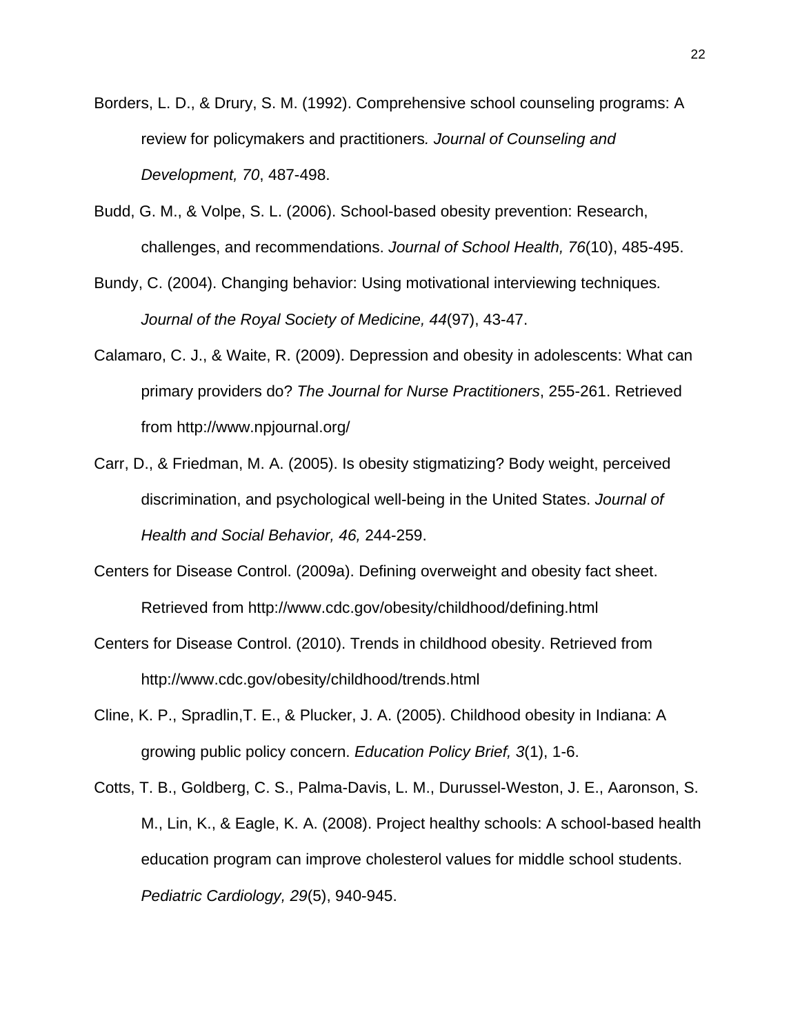Borders, L. D., & Drury, S. M. (1992). Comprehensive school counseling programs: A review for policymakers and practitioners*. Journal of Counseling and Development, 70*, 487-498.

Budd, G. M., & Volpe, S. L. (2006). School-based obesity prevention: Research, challenges, and recommendations. *Journal of School Health, 76*(10), 485-495.

Bundy, C. (2004). Changing behavior: Using motivational interviewing techniques*. Journal of the Royal Society of Medicine, 44*(97), 43-47.

Calamaro, C. J., & Waite, R. (2009). Depression and obesity in adolescents: What can primary providers do? *The Journal for Nurse Practitioners*, 255-261. Retrieved from http://www.npjournal.org/

Carr, D., & Friedman, M. A. (2005). Is obesity stigmatizing? Body weight, perceived discrimination, and psychological well-being in the United States. *Journal of Health and Social Behavior, 46,* 244-259.

Centers for Disease Control. (2009a). Defining overweight and obesity fact sheet. Retrieved from http://www.cdc.gov/obesity/childhood/defining.html

Centers for Disease Control. (2010). Trends in childhood obesity. Retrieved from http://www.cdc.gov/obesity/childhood/trends.html

Cline, K. P., Spradlin,T. E., & Plucker, J. A. (2005). Childhood obesity in Indiana: A growing public policy concern. *Education Policy Brief, 3*(1), 1-6.

Cotts, T. B., Goldberg, C. S., Palma-Davis, L. M., Durussel-Weston, J. E., Aaronson, S. M., Lin, K., & Eagle, K. A. (2008). Project healthy schools: A school-based health education program can improve cholesterol values for middle school students. *Pediatric Cardiology, 29*(5), 940-945.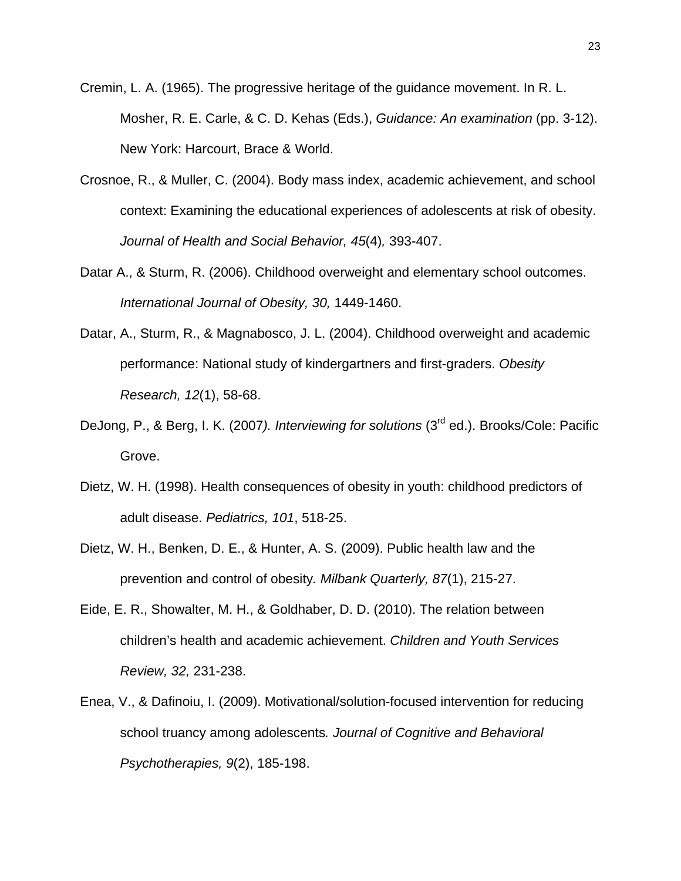Cremin, L. A. (1965). The progressive heritage of the guidance movement. In R. L. Mosher, R. E. Carle, & C. D. Kehas (Eds.), *Guidance: An examination* (pp. 3-12). New York: Harcourt, Brace & World.

Crosnoe, R., & Muller, C. (2004). Body mass index, academic achievement, and school context: Examining the educational experiences of adolescents at risk of obesity. *Journal of Health and Social Behavior, 45*(4)*,* 393-407.

Datar A., & Sturm, R. (2006). Childhood overweight and elementary school outcomes. *International Journal of Obesity, 30,* 1449-1460.

Datar, A., Sturm, R., & Magnabosco, J. L. (2004). Childhood overweight and academic performance: National study of kindergartners and first-graders. *Obesity Research, 12*(1), 58-68.

DeJong, P., & Berg, I. K. (2007*). Interviewing for solutions* (3rd ed.). Brooks/Cole: Pacific Grove.

Dietz, W. H. (1998). Health consequences of obesity in youth: childhood predictors of adult disease. *Pediatrics, 101*, 518-25.

Dietz, W. H., Benken, D. E., & Hunter, A. S. (2009). Public health law and the prevention and control of obesity*. Milbank Quarterly, 87*(1), 215-27.

Eide, E. R., Showalter, M. H., & Goldhaber, D. D. (2010). The relation between children's health and academic achievement. *Children and Youth Services Review, 32,* 231-238.

Enea, V., & Dafinoiu, I. (2009). Motivational/solution-focused intervention for reducing school truancy among adolescents*. Journal of Cognitive and Behavioral Psychotherapies, 9*(2), 185-198.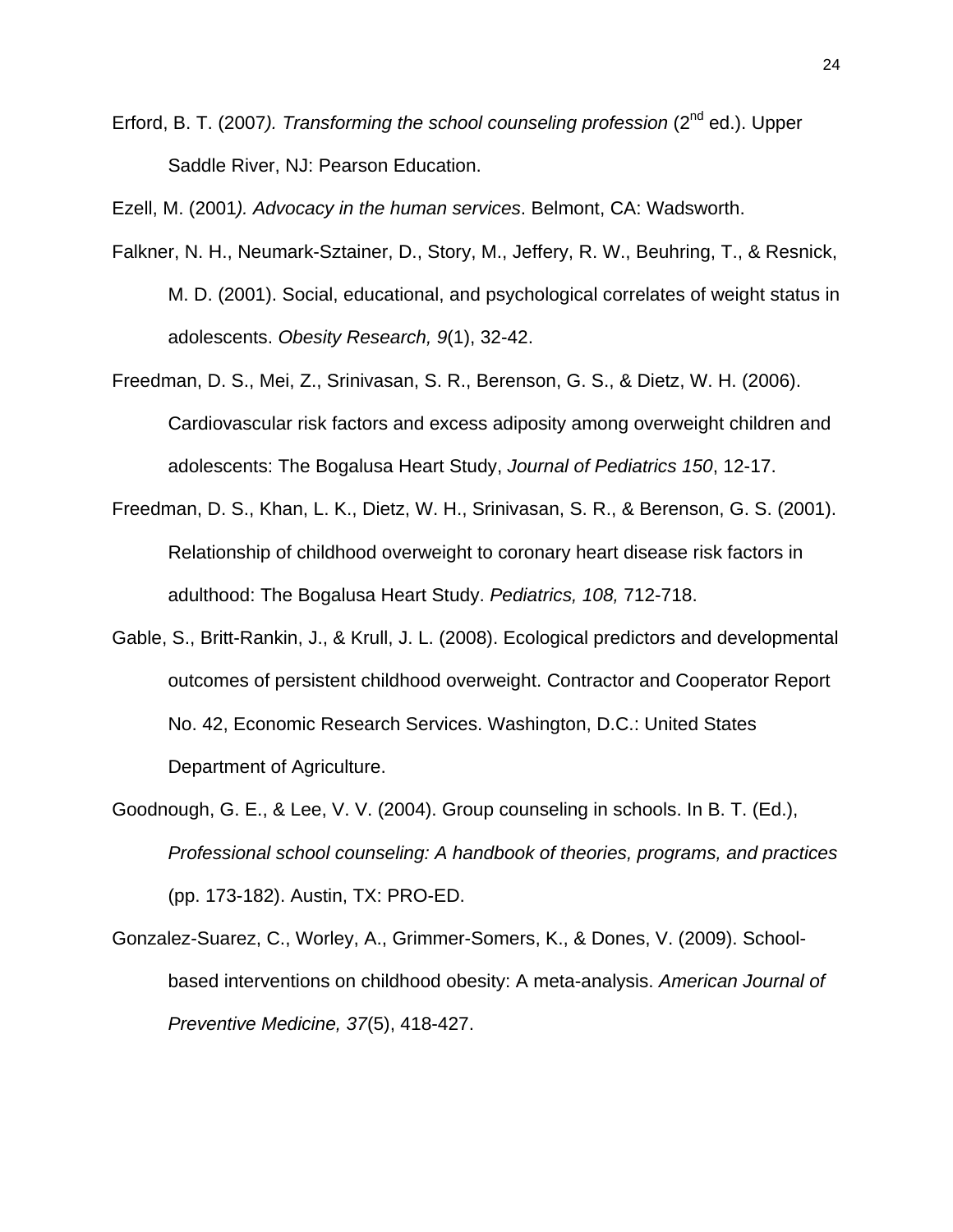Erford, B. T. (2007*). Transforming the school counseling profession* (2nd ed.). Upper Saddle River, NJ: Pearson Education.

Ezell, M. (2001*). Advocacy in the human services*. Belmont, CA: Wadsworth.

Falkner, N. H., Neumark-Sztainer, D., Story, M., Jeffery, R. W., Beuhring, T., & Resnick, M. D. (2001). Social, educational, and psychological correlates of weight status in adolescents. *Obesity Research, 9*(1), 32-42.

Freedman, D. S., Mei, Z., Srinivasan, S. R., Berenson, G. S., & Dietz, W. H. (2006). Cardiovascular risk factors and excess adiposity among overweight children and adolescents: The Bogalusa Heart Study, *Journal of Pediatrics 150*, 12-17.

Freedman, D. S., Khan, L. K., Dietz, W. H., Srinivasan, S. R., & Berenson, G. S. (2001). Relationship of childhood overweight to coronary heart disease risk factors in adulthood: The Bogalusa Heart Study. *Pediatrics, 108,* 712-718.

Gable, S., Britt-Rankin, J., & Krull, J. L. (2008). Ecological predictors and developmental outcomes of persistent childhood overweight. Contractor and Cooperator Report No. 42, Economic Research Services. Washington, D.C.: United States Department of Agriculture.

Goodnough, G. E., & Lee, V. V. (2004). Group counseling in schools. In B. T. (Ed.), *Professional school counseling: A handbook of theories, programs, and practices* (pp. 173-182). Austin, TX: PRO-ED.

Gonzalez-Suarez, C., Worley, A., Grimmer-Somers, K., & Dones, V. (2009). School-based interventions on childhood obesity: A meta-analysis. *American Journal of Preventive Medicine, 37*(5), 418-427.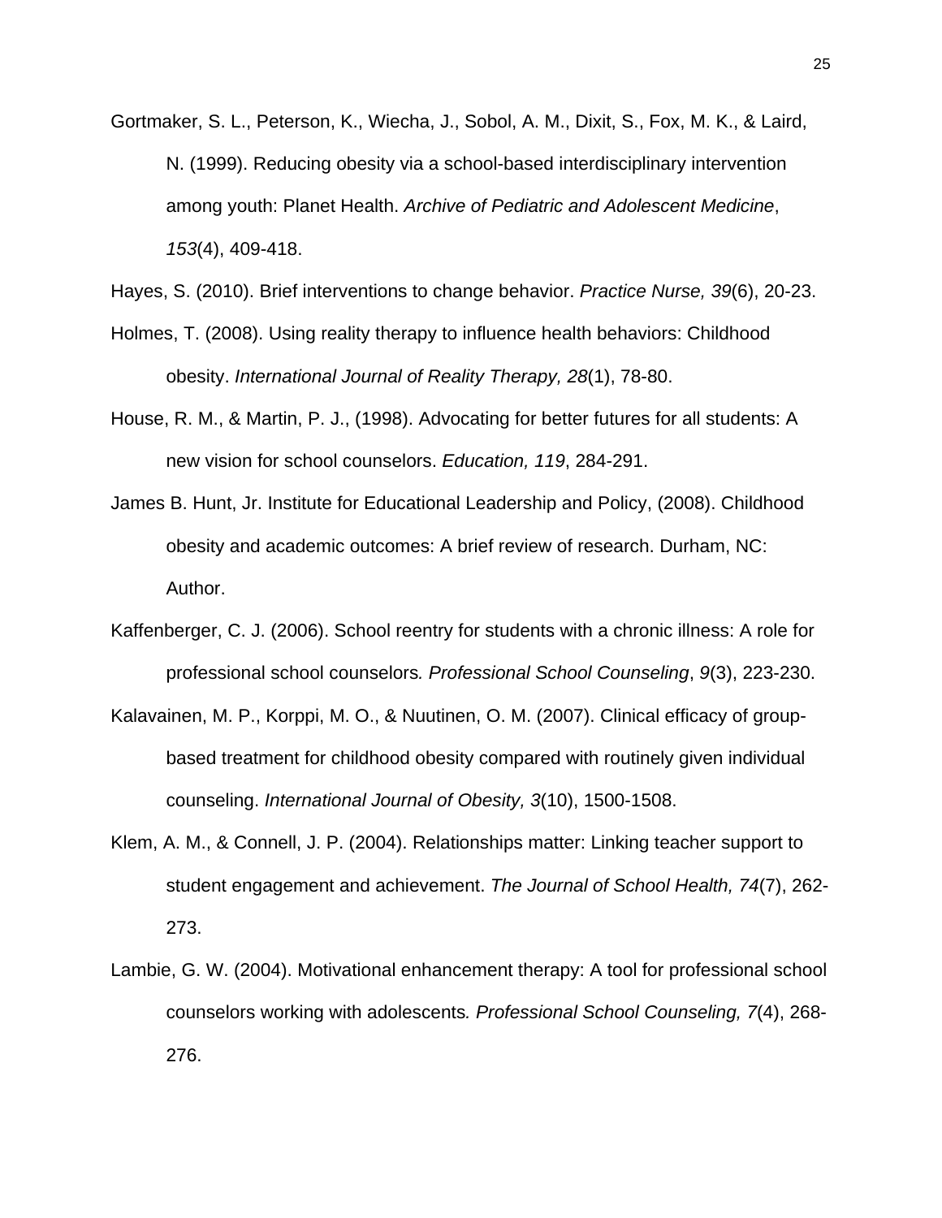Gortmaker, S. L., Peterson, K., Wiecha, J., Sobol, A. M., Dixit, S., Fox, M. K., & Laird, N. (1999). Reducing obesity via a school-based interdisciplinary intervention among youth: Planet Health. *Archive of Pediatric and Adolescent Medicine*, *153*(4), 409-418.

Hayes, S. (2010). Brief interventions to change behavior. *Practice Nurse, 39*(6), 20-23.

Holmes, T. (2008). Using reality therapy to influence health behaviors: Childhood obesity. *International Journal of Reality Therapy, 28*(1), 78-80.

House, R. M., & Martin, P. J., (1998). Advocating for better futures for all students: A new vision for school counselors. *Education, 119*, 284-291.

James B. Hunt, Jr. Institute for Educational Leadership and Policy, (2008). Childhood obesity and academic outcomes: A brief review of research. Durham, NC: Author.

Kaffenberger, C. J. (2006). School reentry for students with a chronic illness: A role for professional school counselors*.* *Professional School Counseling*, *9*(3), 223-230.

Kalavainen, M. P., Korppi, M. O., & Nuutinen, O. M. (2007). Clinical efficacy of group-based treatment for childhood obesity compared with routinely given individual counseling. *International Journal of Obesity, 3*(10), 1500-1508.

Klem, A. M., & Connell, J. P. (2004). Relationships matter: Linking teacher support to student engagement and achievement. *The Journal of School Health, 74*(7), 262-273.

Lambie, G. W. (2004). Motivational enhancement therapy: A tool for professional school counselors working with adolescents*.* *Professional School Counseling, 7*(4), 268-276.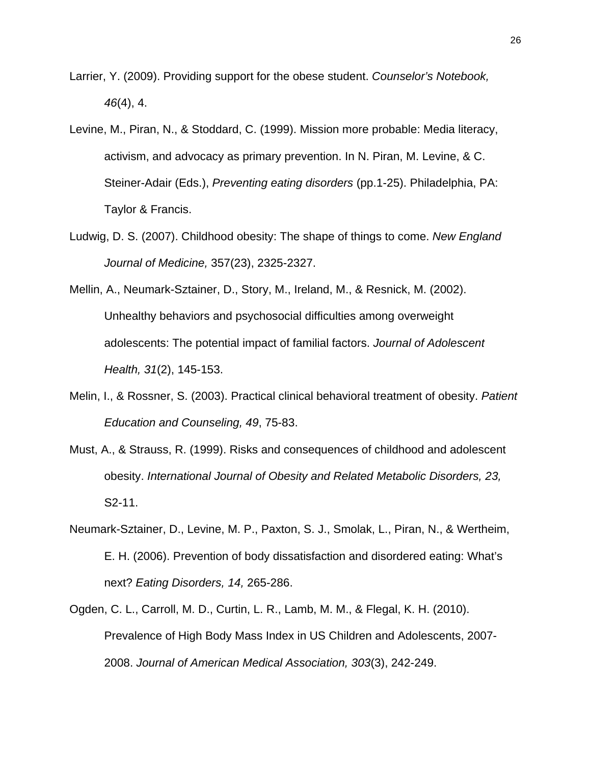Larrier, Y. (2009). Providing support for the obese student. *Counselor's Notebook, 46*(4), 4.

Levine, M., Piran, N., & Stoddard, C. (1999). Mission more probable: Media literacy, activism, and advocacy as primary prevention. In N. Piran, M. Levine, & C. Steiner-Adair (Eds.), *Preventing eating disorders* (pp.1-25). Philadelphia, PA: Taylor & Francis.

Ludwig, D. S. (2007). Childhood obesity: The shape of things to come. *New England Journal of Medicine,* 357(23), 2325-2327.

Mellin, A., Neumark-Sztainer, D., Story, M., Ireland, M., & Resnick, M. (2002). Unhealthy behaviors and psychosocial difficulties among overweight adolescents: The potential impact of familial factors. *Journal of Adolescent Health, 31*(2), 145-153.

Melin, I., & Rossner, S. (2003). Practical clinical behavioral treatment of obesity. *Patient Education and Counseling, 49*, 75-83.

Must, A., & Strauss, R. (1999). Risks and consequences of childhood and adolescent obesity. *International Journal of Obesity and Related Metabolic Disorders, 23,* S2-11.

Neumark-Sztainer, D., Levine, M. P., Paxton, S. J., Smolak, L., Piran, N., & Wertheim, E. H. (2006). Prevention of body dissatisfaction and disordered eating: What's next? *Eating Disorders, 14,* 265-286.

Ogden, C. L., Carroll, M. D., Curtin, L. R., Lamb, M. M., & Flegal, K. H. (2010). Prevalence of High Body Mass Index in US Children and Adolescents, 2007-2008. *Journal of American Medical Association, 303*(3), 242-249.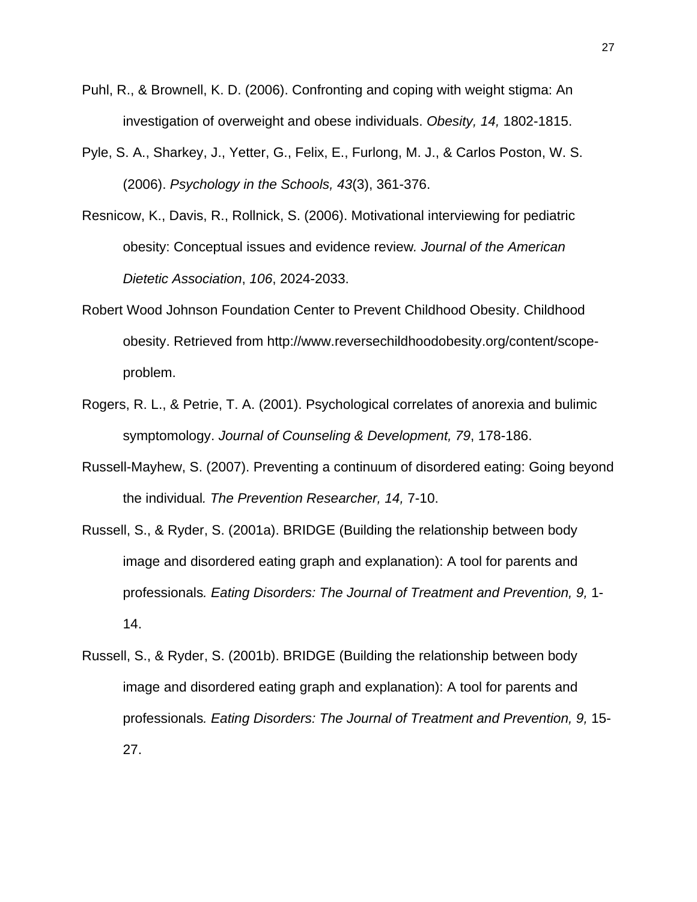Puhl, R., & Brownell, K. D. (2006). Confronting and coping with weight stigma: An investigation of overweight and obese individuals. *Obesity, 14,* 1802-1815.

Pyle, S. A., Sharkey, J., Yetter, G., Felix, E., Furlong, M. J., & Carlos Poston, W. S. (2006). *Psychology in the Schools, 43*(3), 361-376.

Resnicow, K., Davis, R., Rollnick, S. (2006). Motivational interviewing for pediatric obesity: Conceptual issues and evidence review*. Journal of the American Dietetic Association*, *106*, 2024-2033.

Robert Wood Johnson Foundation Center to Prevent Childhood Obesity. Childhood obesity. Retrieved from http://www.reversechildhoodobesity.org/content/scope-problem.

Rogers, R. L., & Petrie, T. A. (2001). Psychological correlates of anorexia and bulimic symptomology. *Journal of Counseling & Development, 79*, 178-186.

Russell-Mayhew, S. (2007). Preventing a continuum of disordered eating: Going beyond the individual*. The Prevention Researcher, 14,* 7-10.

Russell, S., & Ryder, S. (2001a). BRIDGE (Building the relationship between body image and disordered eating graph and explanation): A tool for parents and professionals*. Eating Disorders: The Journal of Treatment and Prevention, 9,* 1-14.

Russell, S., & Ryder, S. (2001b). BRIDGE (Building the relationship between body image and disordered eating graph and explanation): A tool for parents and professionals*. Eating Disorders: The Journal of Treatment and Prevention, 9,* 15-27.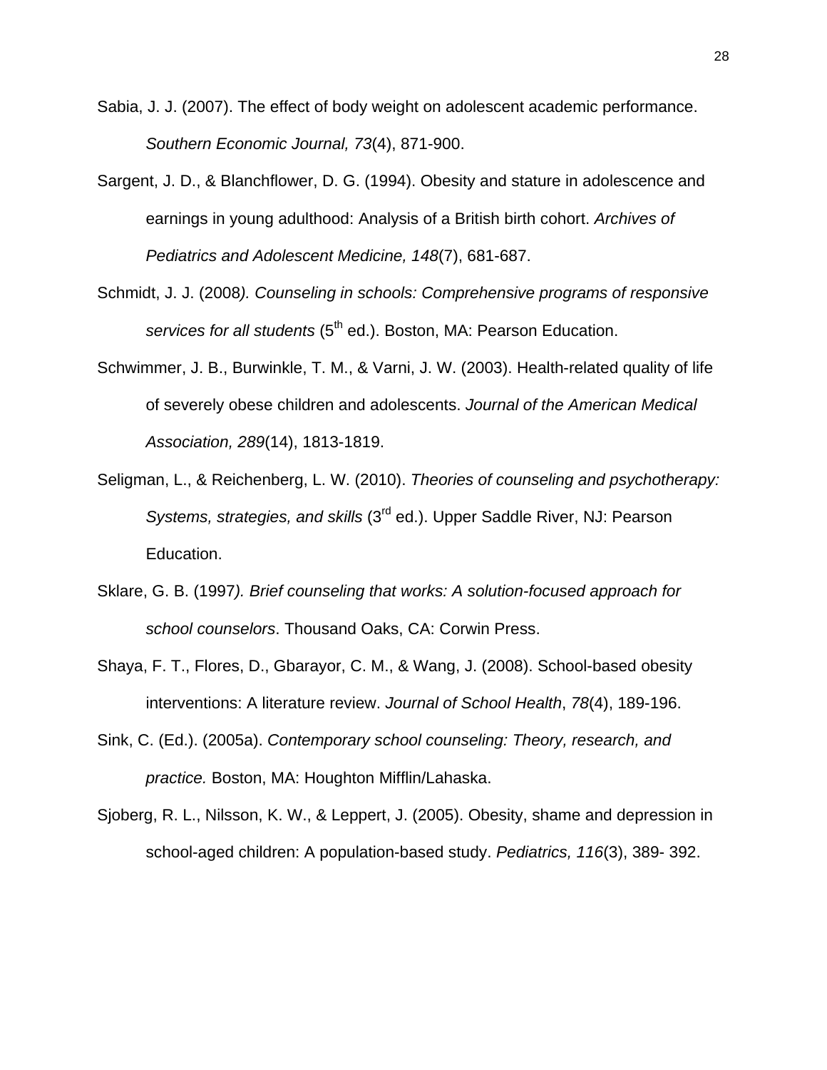Sabia, J. J. (2007). The effect of body weight on adolescent academic performance. *Southern Economic Journal, 73*(4), 871-900.

Sargent, J. D., & Blanchflower, D. G. (1994). Obesity and stature in adolescence and earnings in young adulthood: Analysis of a British birth cohort. *Archives of Pediatrics and Adolescent Medicine, 148*(7), 681-687.

Schmidt, J. J. (2008*). Counseling in schools: Comprehensive programs of responsive services for all students* (5th ed.). Boston, MA: Pearson Education.

Schwimmer, J. B., Burwinkle, T. M., & Varni, J. W. (2003). Health-related quality of life of severely obese children and adolescents. *Journal of the American Medical Association, 289*(14), 1813-1819.

Seligman, L., & Reichenberg, L. W. (2010). *Theories of counseling and psychotherapy: Systems, strategies, and skills* (3rd ed.). Upper Saddle River, NJ: Pearson Education.

Sklare, G. B. (1997*). Brief counseling that works: A solution-focused approach for school counselors*. Thousand Oaks, CA: Corwin Press.

Shaya, F. T., Flores, D., Gbarayor, C. M., & Wang, J. (2008). School-based obesity interventions: A literature review. *Journal of School Health*, *78*(4), 189-196.

Sink, C. (Ed.). (2005a). *Contemporary school counseling: Theory, research, and practice.* Boston, MA: Houghton Mifflin/Lahaska.

Sjoberg, R. L., Nilsson, K. W., & Leppert, J. (2005). Obesity, shame and depression in school-aged children: A population-based study. *Pediatrics, 116*(3), 389- 392.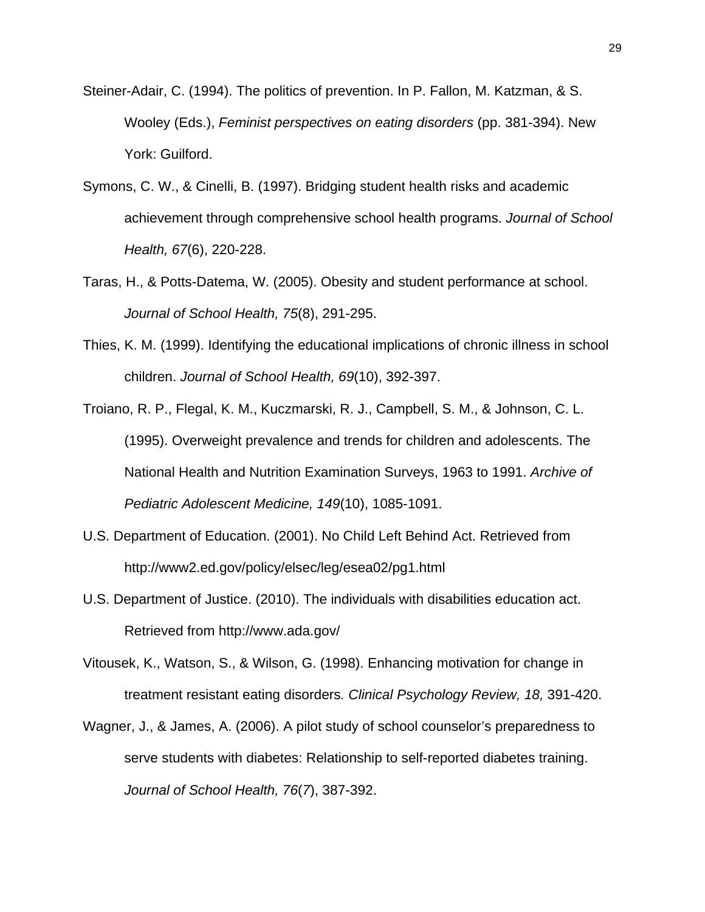Steiner-Adair, C. (1994). The politics of prevention. In P. Fallon, M. Katzman, & S. Wooley (Eds.), *Feminist perspectives on eating disorders* (pp. 381-394). New York: Guilford.

Symons, C. W., & Cinelli, B. (1997). Bridging student health risks and academic achievement through comprehensive school health programs. *Journal of School Health, 67*(6), 220-228.

Taras, H., & Potts-Datema, W. (2005). Obesity and student performance at school. *Journal of School Health, 75*(8), 291-295.

Thies, K. M. (1999). Identifying the educational implications of chronic illness in school children. *Journal of School Health, 69*(10), 392-397.

Troiano, R. P., Flegal, K. M., Kuczmarski, R. J., Campbell, S. M., & Johnson, C. L. (1995). Overweight prevalence and trends for children and adolescents. The National Health and Nutrition Examination Surveys, 1963 to 1991. *Archive of Pediatric Adolescent Medicine, 149*(10), 1085-1091.

U.S. Department of Education. (2001). No Child Left Behind Act. Retrieved from http://www2.ed.gov/policy/elsec/leg/esea02/pg1.html

U.S. Department of Justice. (2010). The individuals with disabilities education act. Retrieved from http://www.ada.gov/

Vitousek, K., Watson, S., & Wilson, G. (1998). Enhancing motivation for change in treatment resistant eating disorders*. Clinical Psychology Review, 18,* 391-420.

Wagner, J., & James, A. (2006). A pilot study of school counselor's preparedness to serve students with diabetes: Relationship to self-reported diabetes training. *Journal of School Health, 76*(*7*), 387-392.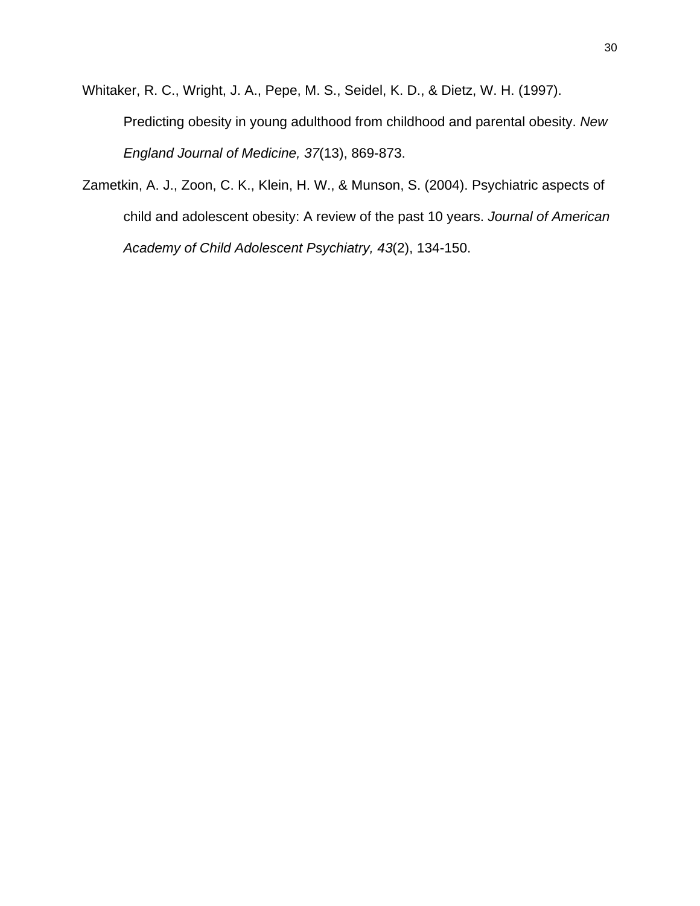Whitaker, R. C., Wright, J. A., Pepe, M. S., Seidel, K. D., & Dietz, W. H. (1997). Predicting obesity in young adulthood from childhood and parental obesity. *New England Journal of Medicine, 37*(13), 869-873.

Zametkin, A. J., Zoon, C. K., Klein, H. W., & Munson, S. (2004). Psychiatric aspects of child and adolescent obesity: A review of the past 10 years. *Journal of American Academy of Child Adolescent Psychiatry, 43*(2), 134-150.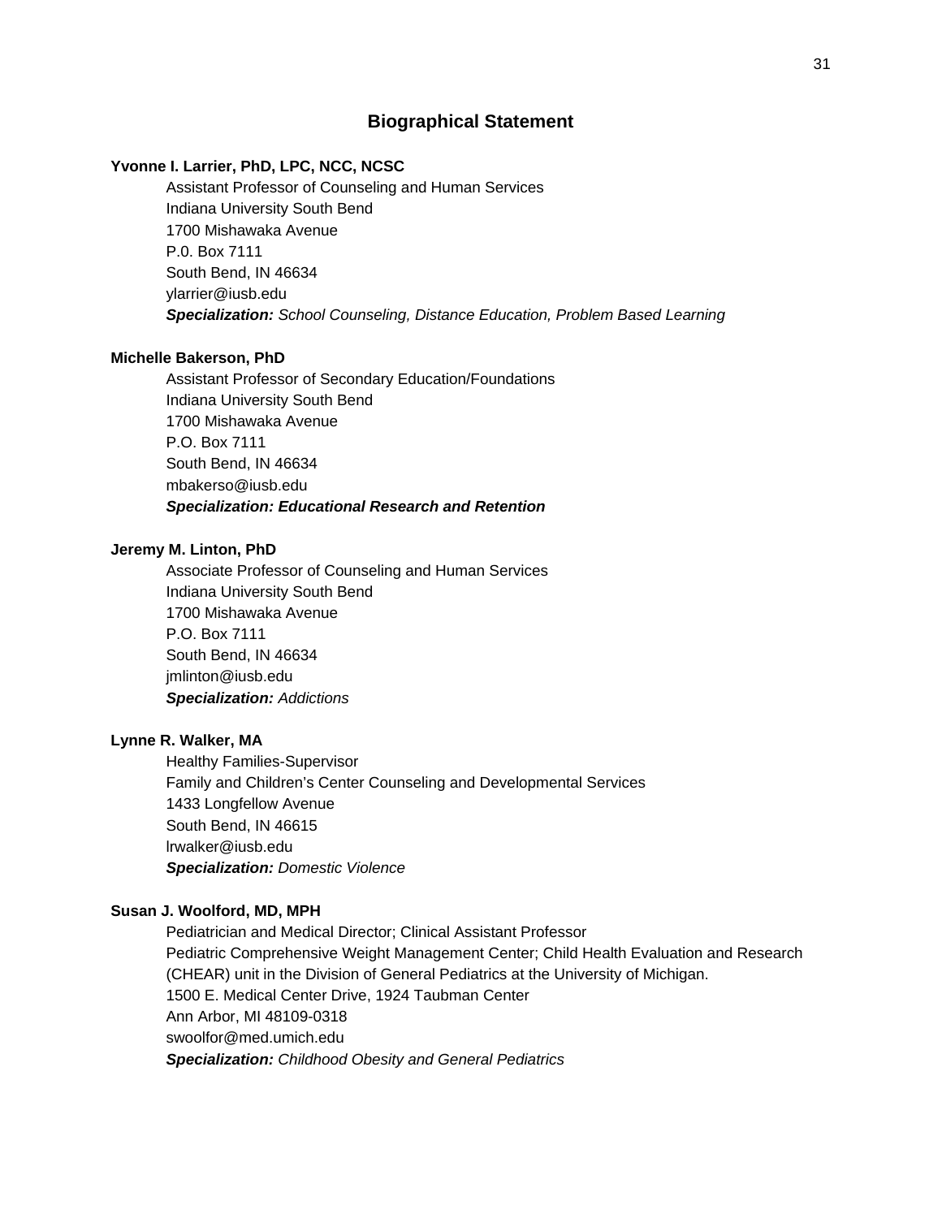## Biographical Statement

**Yvonne I. Larrier, PhD, LPC, NCC, NCSC**

Assistant Professor of Counseling and Human Services
Indiana University South Bend
1700 Mishawaka Avenue
P.0. Box 7111
South Bend, IN 46634
ylarrier@iusb.edu
***Specialization:*** *School Counseling, Distance Education, Problem Based Learning*

**Michelle Bakerson, PhD**

Assistant Professor of Secondary Education/Foundations
Indiana University South Bend
1700 Mishawaka Avenue
P.O. Box 7111
South Bend, IN 46634
mbakerso@iusb.edu
***Specialization: Educational Research and Retention***

**Jeremy M. Linton, PhD**

Associate Professor of Counseling and Human Services
Indiana University South Bend
1700 Mishawaka Avenue
P.O. Box 7111
South Bend, IN 46634
jmlinton@iusb.edu
***Specialization:*** *Addictions*

**Lynne R. Walker, MA**

Healthy Families-Supervisor
Family and Children's Center Counseling and Developmental Services
1433 Longfellow Avenue
South Bend, IN 46615
lrwalker@iusb.edu
***Specialization:*** *Domestic Violence*

**Susan J. Woolford, MD, MPH**

Pediatrician and Medical Director; Clinical Assistant Professor
Pediatric Comprehensive Weight Management Center; Child Health Evaluation and Research (CHEAR) unit in the Division of General Pediatrics at the University of Michigan.
1500 E. Medical Center Drive, 1924 Taubman Center
Ann Arbor, MI 48109-0318
swoolfor@med.umich.edu
***Specialization:*** *Childhood Obesity and General Pediatrics*